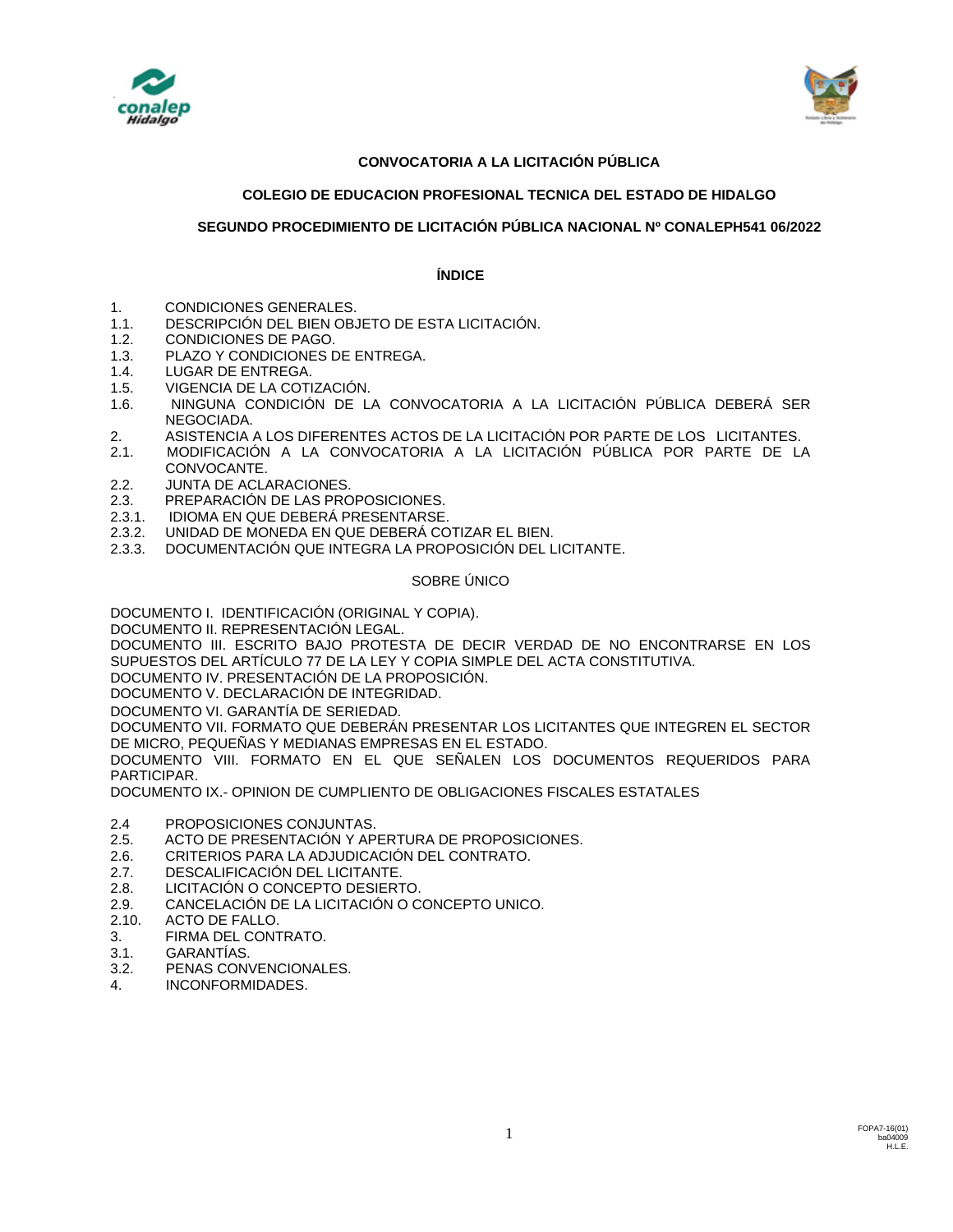**CONVOCATORIA A LA LICITACIÓN PÚBLICA**

**COLEGIO DE EDUCACION PROFESIONAL TECNICA DEL ESTADO DE HIDALGO**

**SEGUNDO PROCEDIMIENTO DE LICITACIÓN PÚBLICA NACIONAL Nº CONALEPH541 06/2022**

**ÍNDICE**

1. CONDICIONES GENERALES.
1.1. DESCRIPCIÓN DEL BIEN OBJETO DE ESTA LICITACIÓN.
1.2. CONDICIONES DE PAGO.
1.3. PLAZO Y CONDICIONES DE ENTREGA.
1.4. LUGAR DE ENTREGA.
1.5. VIGENCIA DE LA COTIZACIÓN.
1.6. NINGUNA CONDICIÓN DE LA CONVOCATORIA A LA LICITACIÓN PÚBLICA DEBERÁ SER NEGOCIADA.
2. ASISTENCIA A LOS DIFERENTES ACTOS DE LA LICITACIÓN POR PARTE DE LOS LICITANTES.
2.1. MODIFICACIÓN A LA CONVOCATORIA A LA LICITACIÓN PÚBLICA POR PARTE DE LA CONVOCANTE.
2.2. JUNTA DE ACLARACIONES.
2.3. PREPARACIÓN DE LAS PROPOSICIONES.
2.3.1. IDIOMA EN QUE DEBERÁ PRESENTARSE.
2.3.2. UNIDAD DE MONEDA EN QUE DEBERÁ COTIZAR EL BIEN.
2.3.3. DOCUMENTACIÓN QUE INTEGRA LA PROPOSICIÓN DEL LICITANTE.

SOBRE ÚNICO

DOCUMENTO I. IDENTIFICACIÓN (ORIGINAL Y COPIA).
DOCUMENTO II. REPRESENTACIÓN LEGAL.
DOCUMENTO III. ESCRITO BAJO PROTESTA DE DECIR VERDAD DE NO ENCONTRARSE EN LOS SUPUESTOS DEL ARTÍCULO 77 DE LA LEY Y COPIA SIMPLE DEL ACTA CONSTITUTIVA.
DOCUMENTO IV. PRESENTACIÓN DE LA PROPOSICIÓN.
DOCUMENTO V. DECLARACIÓN DE INTEGRIDAD.
DOCUMENTO VI. GARANTÍA DE SERIEDAD.
DOCUMENTO VII. FORMATO QUE DEBERÁN PRESENTAR LOS LICITANTES QUE INTEGREN EL SECTOR DE MICRO, PEQUEÑAS Y MEDIANAS EMPRESAS EN EL ESTADO.
DOCUMENTO VIII. FORMATO EN EL QUE SEÑALEN LOS DOCUMENTOS REQUERIDOS PARA PARTICIPAR.
DOCUMENTO IX.- OPINION DE CUMPLIENTO DE OBLIGACIONES FISCALES ESTATALES

2.4 PROPOSICIONES CONJUNTAS.
2.5. ACTO DE PRESENTACIÓN Y APERTURA DE PROPOSICIONES.
2.6. CRITERIOS PARA LA ADJUDICACIÓN DEL CONTRATO.
2.7. DESCALIFICACIÓN DEL LICITANTE.
2.8. LICITACIÓN O CONCEPTO DESIERTO.
2.9. CANCELACIÓN DE LA LICITACIÓN O CONCEPTO UNICO.
2.10. ACTO DE FALLO.
3. FIRMA DEL CONTRATO.
3.1. GARANTÍAS.
3.2. PENAS CONVENCIONALES.
4. INCONFORMIDADES.

FOPA7-16(01)
ba04009
H.L.E.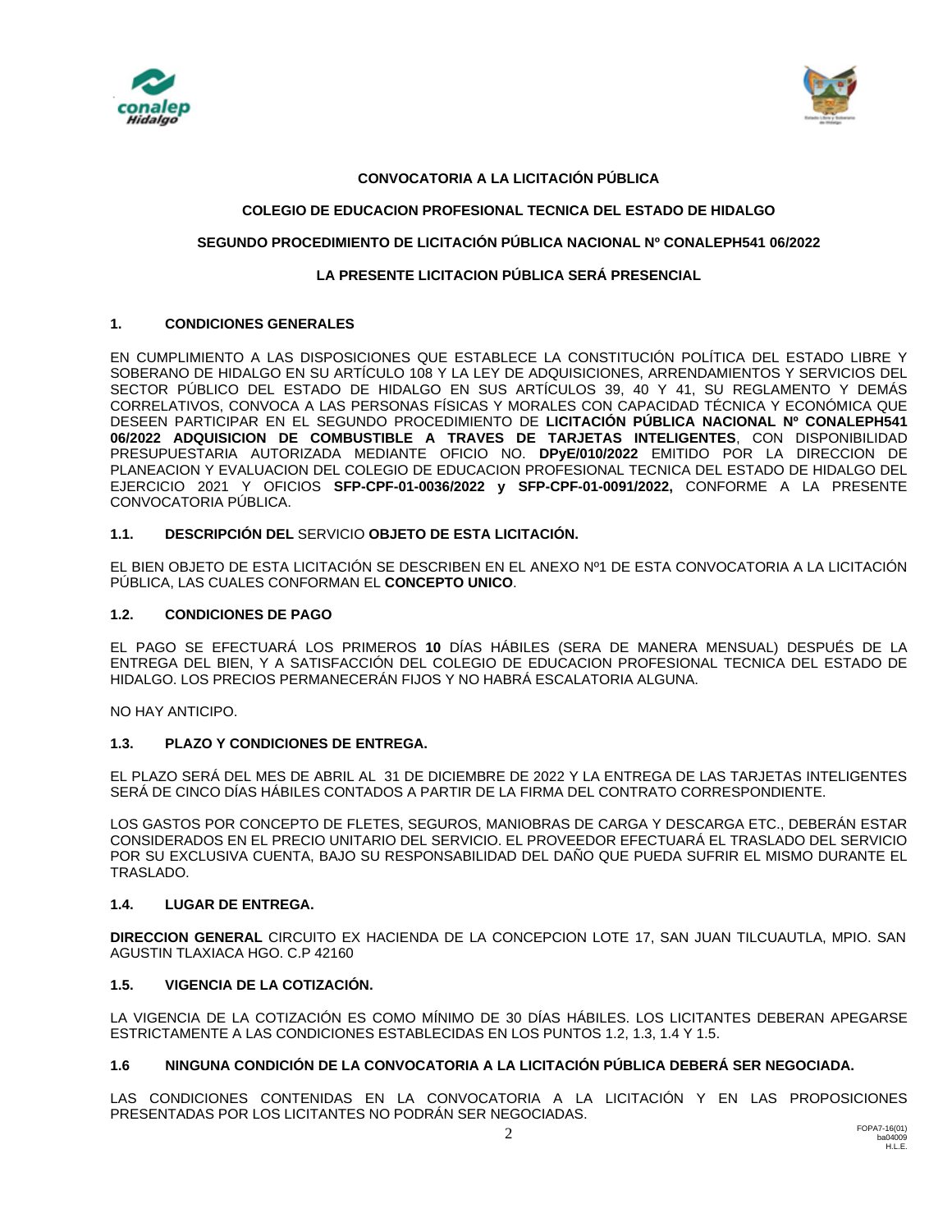**CONVOCATORIA A LA LICITACIÓN PÚBLICA**

**COLEGIO DE EDUCACION PROFESIONAL TECNICA DEL ESTADO DE HIDALGO**

**SEGUNDO PROCEDIMIENTO DE LICITACIÓN PÚBLICA NACIONAL Nº CONALEPH541 06/2022**

**LA PRESENTE LICITACION PÚBLICA SERÁ PRESENCIAL**

## 1. CONDICIONES GENERALES

EN CUMPLIMIENTO A LAS DISPOSICIONES QUE ESTABLECE LA CONSTITUCIÓN POLÍTICA DEL ESTADO LIBRE Y SOBERANO DE HIDALGO EN SU ARTÍCULO 108 Y LA LEY DE ADQUISICIONES, ARRENDAMIENTOS Y SERVICIOS DEL SECTOR PÚBLICO DEL ESTADO DE HIDALGO EN SUS ARTÍCULOS 39, 40 Y 41, SU REGLAMENTO Y DEMÁS CORRELATIVOS, CONVOCA A LAS PERSONAS FÍSICAS Y MORALES CON CAPACIDAD TÉCNICA Y ECONÓMICA QUE DESEEN PARTICIPAR EN EL SEGUNDO PROCEDIMIENTO DE **LICITACIÓN PÚBLICA NACIONAL Nº CONALEPH541 06/2022 ADQUISICION DE COMBUSTIBLE A TRAVES DE TARJETAS INTELIGENTES**, CON DISPONIBILIDAD PRESUPUESTARIA AUTORIZADA MEDIANTE OFICIO NO. **DPyE/010/2022** EMITIDO POR LA DIRECCION DE PLANEACION Y EVALUACION DEL COLEGIO DE EDUCACION PROFESIONAL TECNICA DEL ESTADO DE HIDALGO DEL EJERCICIO 2021 Y OFICIOS **SFP-CPF-01-0036/2022 y SFP-CPF-01-0091/2022,** CONFORME A LA PRESENTE CONVOCATORIA PÚBLICA.

### 1.1. DESCRIPCIÓN DEL SERVICIO OBJETO DE ESTA LICITACIÓN.

EL BIEN OBJETO DE ESTA LICITACIÓN SE DESCRIBEN EN EL ANEXO Nº1 DE ESTA CONVOCATORIA A LA LICITACIÓN PÚBLICA, LAS CUALES CONFORMAN EL **CONCEPTO UNICO**.

### 1.2. CONDICIONES DE PAGO

EL PAGO SE EFECTUARÁ LOS PRIMEROS **10** DÍAS HÁBILES (SERA DE MANERA MENSUAL) DESPUÉS DE LA ENTREGA DEL BIEN, Y A SATISFACCIÓN DEL COLEGIO DE EDUCACION PROFESIONAL TECNICA DEL ESTADO DE HIDALGO. LOS PRECIOS PERMANECERÁN FIJOS Y NO HABRÁ ESCALATORIA ALGUNA.

NO HAY ANTICIPO.

### 1.3. PLAZO Y CONDICIONES DE ENTREGA.

EL PLAZO SERÁ DEL MES DE ABRIL AL 31 DE DICIEMBRE DE 2022 Y LA ENTREGA DE LAS TARJETAS INTELIGENTES SERÁ DE CINCO DÍAS HÁBILES CONTADOS A PARTIR DE LA FIRMA DEL CONTRATO CORRESPONDIENTE.

LOS GASTOS POR CONCEPTO DE FLETES, SEGUROS, MANIOBRAS DE CARGA Y DESCARGA ETC., DEBERÁN ESTAR CONSIDERADOS EN EL PRECIO UNITARIO DEL SERVICIO. EL PROVEEDOR EFECTUARÁ EL TRASLADO DEL SERVICIO POR SU EXCLUSIVA CUENTA, BAJO SU RESPONSABILIDAD DEL DAÑO QUE PUEDA SUFRIR EL MISMO DURANTE EL TRASLADO.

### 1.4. LUGAR DE ENTREGA.

**DIRECCION GENERAL** CIRCUITO EX HACIENDA DE LA CONCEPCION LOTE 17, SAN JUAN TILCUAUTLA, MPIO. SAN AGUSTIN TLAXIACA HGO. C.P 42160

### 1.5. VIGENCIA DE LA COTIZACIÓN.

LA VIGENCIA DE LA COTIZACIÓN ES COMO MÍNIMO DE 30 DÍAS HÁBILES. LOS LICITANTES DEBERAN APEGARSE ESTRICTAMENTE A LAS CONDICIONES ESTABLECIDAS EN LOS PUNTOS 1.2, 1.3, 1.4 Y 1.5.

### 1.6 NINGUNA CONDICIÓN DE LA CONVOCATORIA A LA LICITACIÓN PÚBLICA DEBERÁ SER NEGOCIADA.

LAS CONDICIONES CONTENIDAS EN LA CONVOCATORIA A LA LICITACIÓN Y EN LAS PROPOSICIONES PRESENTADAS POR LOS LICITANTES NO PODRÁN SER NEGOCIADAS.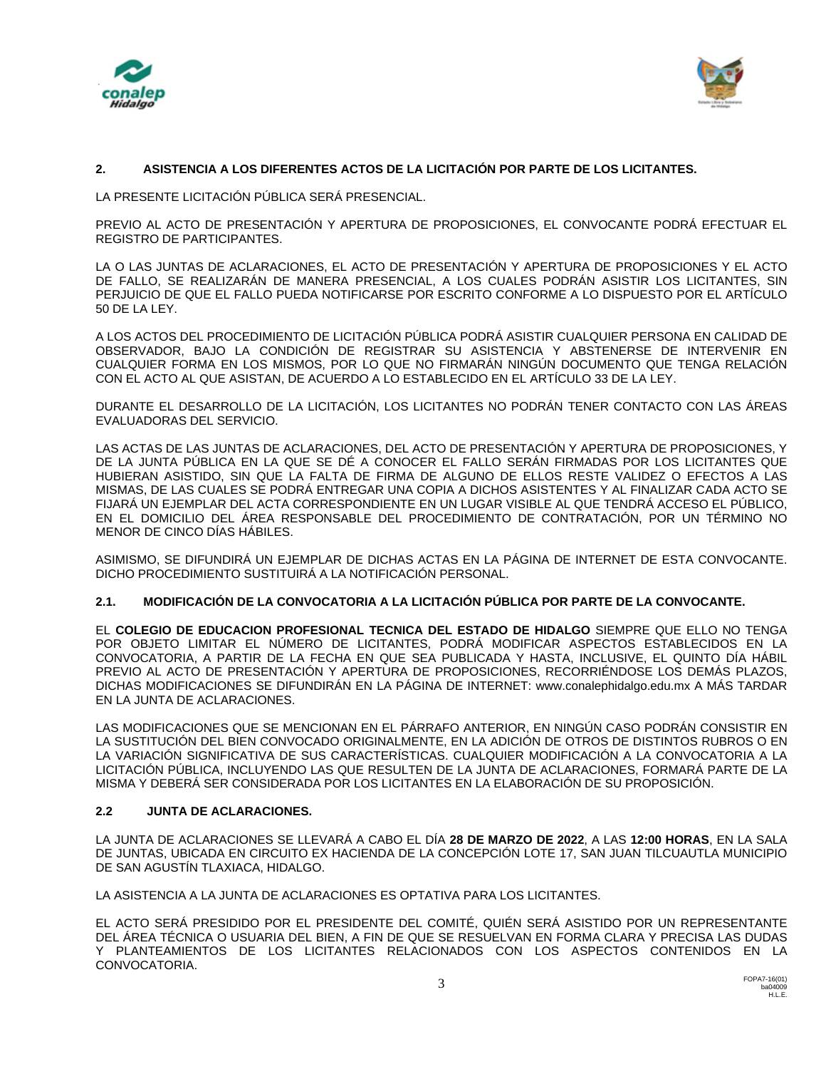## 2. ASISTENCIA A LOS DIFERENTES ACTOS DE LA LICITACIÓN POR PARTE DE LOS LICITANTES.

LA PRESENTE LICITACIÓN PÚBLICA SERÁ PRESENCIAL.

PREVIO AL ACTO DE PRESENTACIÓN Y APERTURA DE PROPOSICIONES, EL CONVOCANTE PODRÁ EFECTUAR EL REGISTRO DE PARTICIPANTES.

LA O LAS JUNTAS DE ACLARACIONES, EL ACTO DE PRESENTACIÓN Y APERTURA DE PROPOSICIONES Y EL ACTO DE FALLO, SE REALIZARÁN DE MANERA PRESENCIAL, A LOS CUALES PODRÁN ASISTIR LOS LICITANTES, SIN PERJUICIO DE QUE EL FALLO PUEDA NOTIFICARSE POR ESCRITO CONFORME A LO DISPUESTO POR EL ARTÍCULO 50 DE LA LEY.

A LOS ACTOS DEL PROCEDIMIENTO DE LICITACIÓN PÚBLICA PODRÁ ASISTIR CUALQUIER PERSONA EN CALIDAD DE OBSERVADOR, BAJO LA CONDICIÓN DE REGISTRAR SU ASISTENCIA Y ABSTENERSE DE INTERVENIR EN CUALQUIER FORMA EN LOS MISMOS, POR LO QUE NO FIRMARÁN NINGÚN DOCUMENTO QUE TENGA RELACIÓN CON EL ACTO AL QUE ASISTAN, DE ACUERDO A LO ESTABLECIDO EN EL ARTÍCULO 33 DE LA LEY.

DURANTE EL DESARROLLO DE LA LICITACIÓN, LOS LICITANTES NO PODRÁN TENER CONTACTO CON LAS ÁREAS EVALUADORAS DEL SERVICIO.

LAS ACTAS DE LAS JUNTAS DE ACLARACIONES, DEL ACTO DE PRESENTACIÓN Y APERTURA DE PROPOSICIONES, Y DE LA JUNTA PÚBLICA EN LA QUE SE DÉ A CONOCER EL FALLO SERÁN FIRMADAS POR LOS LICITANTES QUE HUBIERAN ASISTIDO, SIN QUE LA FALTA DE FIRMA DE ALGUNO DE ELLOS RESTE VALIDEZ O EFECTOS A LAS MISMAS, DE LAS CUALES SE PODRÁ ENTREGAR UNA COPIA A DICHOS ASISTENTES Y AL FINALIZAR CADA ACTO SE FIJARÁ UN EJEMPLAR DEL ACTA CORRESPONDIENTE EN UN LUGAR VISIBLE AL QUE TENDRÁ ACCESO EL PÚBLICO, EN EL DOMICILIO DEL ÁREA RESPONSABLE DEL PROCEDIMIENTO DE CONTRATACIÓN, POR UN TÉRMINO NO MENOR DE CINCO DÍAS HÁBILES.

ASIMISMO, SE DIFUNDIRÁ UN EJEMPLAR DE DICHAS ACTAS EN LA PÁGINA DE INTERNET DE ESTA CONVOCANTE. DICHO PROCEDIMIENTO SUSTITUIRÁ A LA NOTIFICACIÓN PERSONAL.

### 2.1. MODIFICACIÓN DE LA CONVOCATORIA A LA LICITACIÓN PÚBLICA POR PARTE DE LA CONVOCANTE.

EL **COLEGIO DE EDUCACION PROFESIONAL TECNICA DEL ESTADO DE HIDALGO** SIEMPRE QUE ELLO NO TENGA POR OBJETO LIMITAR EL NÚMERO DE LICITANTES, PODRÁ MODIFICAR ASPECTOS ESTABLECIDOS EN LA CONVOCATORIA, A PARTIR DE LA FECHA EN QUE SEA PUBLICADA Y HASTA, INCLUSIVE, EL QUINTO DÍA HÁBIL PREVIO AL ACTO DE PRESENTACIÓN Y APERTURA DE PROPOSICIONES, RECORRIÉNDOSE LOS DEMÁS PLAZOS, DICHAS MODIFICACIONES SE DIFUNDIRÁN EN LA PÁGINA DE INTERNET: www.conalephidalgo.edu.mx A MÁS TARDAR EN LA JUNTA DE ACLARACIONES.

LAS MODIFICACIONES QUE SE MENCIONAN EN EL PÁRRAFO ANTERIOR, EN NINGÚN CASO PODRÁN CONSISTIR EN LA SUSTITUCIÓN DEL BIEN CONVOCADO ORIGINALMENTE, EN LA ADICIÓN DE OTROS DE DISTINTOS RUBROS O EN LA VARIACIÓN SIGNIFICATIVA DE SUS CARACTERÍSTICAS. CUALQUIER MODIFICACIÓN A LA CONVOCATORIA A LA LICITACIÓN PÚBLICA, INCLUYENDO LAS QUE RESULTEN DE LA JUNTA DE ACLARACIONES, FORMARÁ PARTE DE LA MISMA Y DEBERÁ SER CONSIDERADA POR LOS LICITANTES EN LA ELABORACIÓN DE SU PROPOSICIÓN.

### 2.2 JUNTA DE ACLARACIONES.

LA JUNTA DE ACLARACIONES SE LLEVARÁ A CABO EL DÍA **28 DE MARZO DE 2022**, A LAS **12:00 HORAS**, EN LA SALA DE JUNTAS, UBICADA EN CIRCUITO EX HACIENDA DE LA CONCEPCIÓN LOTE 17, SAN JUAN TILCUAUTLA MUNICIPIO DE SAN AGUSTÍN TLAXIACA, HIDALGO.

LA ASISTENCIA A LA JUNTA DE ACLARACIONES ES OPTATIVA PARA LOS LICITANTES.

EL ACTO SERÁ PRESIDIDO POR EL PRESIDENTE DEL COMITÉ, QUIÉN SERÁ ASISTIDO POR UN REPRESENTANTE DEL ÁREA TÉCNICA O USUARIA DEL BIEN, A FIN DE QUE SE RESUELVAN EN FORMA CLARA Y PRECISA LAS DUDAS Y PLANTEAMIENTOS DE LOS LICITANTES RELACIONADOS CON LOS ASPECTOS CONTENIDOS EN LA CONVOCATORIA.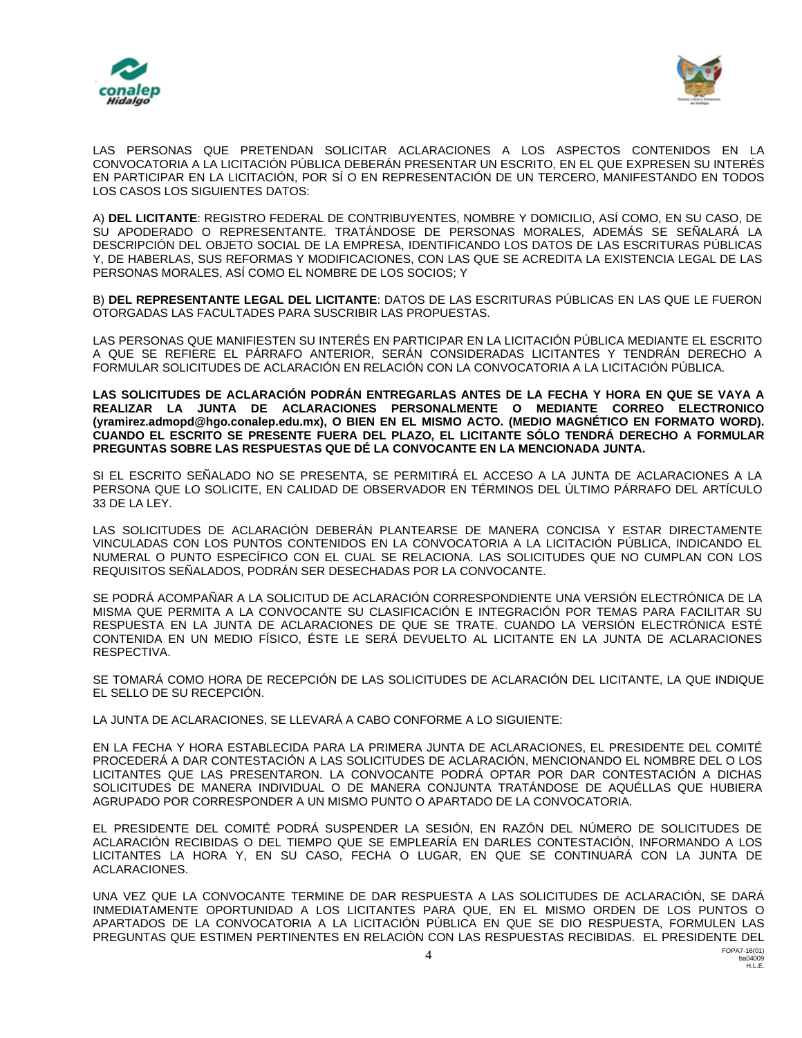LAS PERSONAS QUE PRETENDAN SOLICITAR ACLARACIONES A LOS ASPECTOS CONTENIDOS EN LA CONVOCATORIA A LA LICITACIÓN PÚBLICA DEBERÁN PRESENTAR UN ESCRITO, EN EL QUE EXPRESEN SU INTERÉS EN PARTICIPAR EN LA LICITACIÓN, POR SÍ O EN REPRESENTACIÓN DE UN TERCERO, MANIFESTANDO EN TODOS LOS CASOS LOS SIGUIENTES DATOS:

A) **DEL LICITANTE**: REGISTRO FEDERAL DE CONTRIBUYENTES, NOMBRE Y DOMICILIO, ASÍ COMO, EN SU CASO, DE SU APODERADO O REPRESENTANTE. TRATÁNDOSE DE PERSONAS MORALES, ADEMÁS SE SEÑALARÁ LA DESCRIPCIÓN DEL OBJETO SOCIAL DE LA EMPRESA, IDENTIFICANDO LOS DATOS DE LAS ESCRITURAS PÚBLICAS Y, DE HABERLAS, SUS REFORMAS Y MODIFICACIONES, CON LAS QUE SE ACREDITA LA EXISTENCIA LEGAL DE LAS PERSONAS MORALES, ASÍ COMO EL NOMBRE DE LOS SOCIOS; Y

B) **DEL REPRESENTANTE LEGAL DEL LICITANTE**: DATOS DE LAS ESCRITURAS PÚBLICAS EN LAS QUE LE FUERON OTORGADAS LAS FACULTADES PARA SUSCRIBIR LAS PROPUESTAS.

LAS PERSONAS QUE MANIFIESTEN SU INTERÉS EN PARTICIPAR EN LA LICITACIÓN PÚBLICA MEDIANTE EL ESCRITO A QUE SE REFIERE EL PÁRRAFO ANTERIOR, SERÁN CONSIDERADAS LICITANTES Y TENDRÁN DERECHO A FORMULAR SOLICITUDES DE ACLARACIÓN EN RELACIÓN CON LA CONVOCATORIA A LA LICITACIÓN PÚBLICA.

**LAS SOLICITUDES DE ACLARACIÓN PODRÁN ENTREGARLAS ANTES DE LA FECHA Y HORA EN QUE SE VAYA A REALIZAR LA JUNTA DE ACLARACIONES PERSONALMENTE O MEDIANTE CORREO ELECTRONICO (yramirez.admopd@hgo.conalep.edu.mx), O BIEN EN EL MISMO ACTO. (MEDIO MAGNÉTICO EN FORMATO WORD). CUANDO EL ESCRITO SE PRESENTE FUERA DEL PLAZO, EL LICITANTE SÓLO TENDRÁ DERECHO A FORMULAR PREGUNTAS SOBRE LAS RESPUESTAS QUE DÉ LA CONVOCANTE EN LA MENCIONADA JUNTA.**

SI EL ESCRITO SEÑALADO NO SE PRESENTA, SE PERMITIRÁ EL ACCESO A LA JUNTA DE ACLARACIONES A LA PERSONA QUE LO SOLICITE, EN CALIDAD DE OBSERVADOR EN TÉRMINOS DEL ÚLTIMO PÁRRAFO DEL ARTÍCULO 33 DE LA LEY.

LAS SOLICITUDES DE ACLARACIÓN DEBERÁN PLANTEARSE DE MANERA CONCISA Y ESTAR DIRECTAMENTE VINCULADAS CON LOS PUNTOS CONTENIDOS EN LA CONVOCATORIA A LA LICITACIÓN PÚBLICA, INDICANDO EL NUMERAL O PUNTO ESPECÍFICO CON EL CUAL SE RELACIONA. LAS SOLICITUDES QUE NO CUMPLAN CON LOS REQUISITOS SEÑALADOS, PODRÁN SER DESECHADAS POR LA CONVOCANTE.

SE PODRÁ ACOMPAÑAR A LA SOLICITUD DE ACLARACIÓN CORRESPONDIENTE UNA VERSIÓN ELECTRÓNICA DE LA MISMA QUE PERMITA A LA CONVOCANTE SU CLASIFICACIÓN E INTEGRACIÓN POR TEMAS PARA FACILITAR SU RESPUESTA EN LA JUNTA DE ACLARACIONES DE QUE SE TRATE. CUANDO LA VERSIÓN ELECTRÓNICA ESTÉ CONTENIDA EN UN MEDIO FÍSICO, ÉSTE LE SERÁ DEVUELTO AL LICITANTE EN LA JUNTA DE ACLARACIONES RESPECTIVA.

SE TOMARÁ COMO HORA DE RECEPCIÓN DE LAS SOLICITUDES DE ACLARACIÓN DEL LICITANTE, LA QUE INDIQUE EL SELLO DE SU RECEPCIÓN.

LA JUNTA DE ACLARACIONES, SE LLEVARÁ A CABO CONFORME A LO SIGUIENTE:

EN LA FECHA Y HORA ESTABLECIDA PARA LA PRIMERA JUNTA DE ACLARACIONES, EL PRESIDENTE DEL COMITÉ PROCEDERÁ A DAR CONTESTACIÓN A LAS SOLICITUDES DE ACLARACIÓN, MENCIONANDO EL NOMBRE DEL O LOS LICITANTES QUE LAS PRESENTARON. LA CONVOCANTE PODRÁ OPTAR POR DAR CONTESTACIÓN A DICHAS SOLICITUDES DE MANERA INDIVIDUAL O DE MANERA CONJUNTA TRATÁNDOSE DE AQUÉLLAS QUE HUBIERA AGRUPADO POR CORRESPONDER A UN MISMO PUNTO O APARTADO DE LA CONVOCATORIA.

EL PRESIDENTE DEL COMITÉ PODRÁ SUSPENDER LA SESIÓN, EN RAZÓN DEL NÚMERO DE SOLICITUDES DE ACLARACIÓN RECIBIDAS O DEL TIEMPO QUE SE EMPLEARÍA EN DARLES CONTESTACIÓN, INFORMANDO A LOS LICITANTES LA HORA Y, EN SU CASO, FECHA O LUGAR, EN QUE SE CONTINUARÁ CON LA JUNTA DE ACLARACIONES.

UNA VEZ QUE LA CONVOCANTE TERMINE DE DAR RESPUESTA A LAS SOLICITUDES DE ACLARACIÓN, SE DARÁ INMEDIATAMENTE OPORTUNIDAD A LOS LICITANTES PARA QUE, EN EL MISMO ORDEN DE LOS PUNTOS O APARTADOS DE LA CONVOCATORIA A LA LICITACIÓN PÚBLICA EN QUE SE DIO RESPUESTA, FORMULEN LAS PREGUNTAS QUE ESTIMEN PERTINENTES EN RELACIÓN CON LAS RESPUESTAS RECIBIDAS. EL PRESIDENTE DEL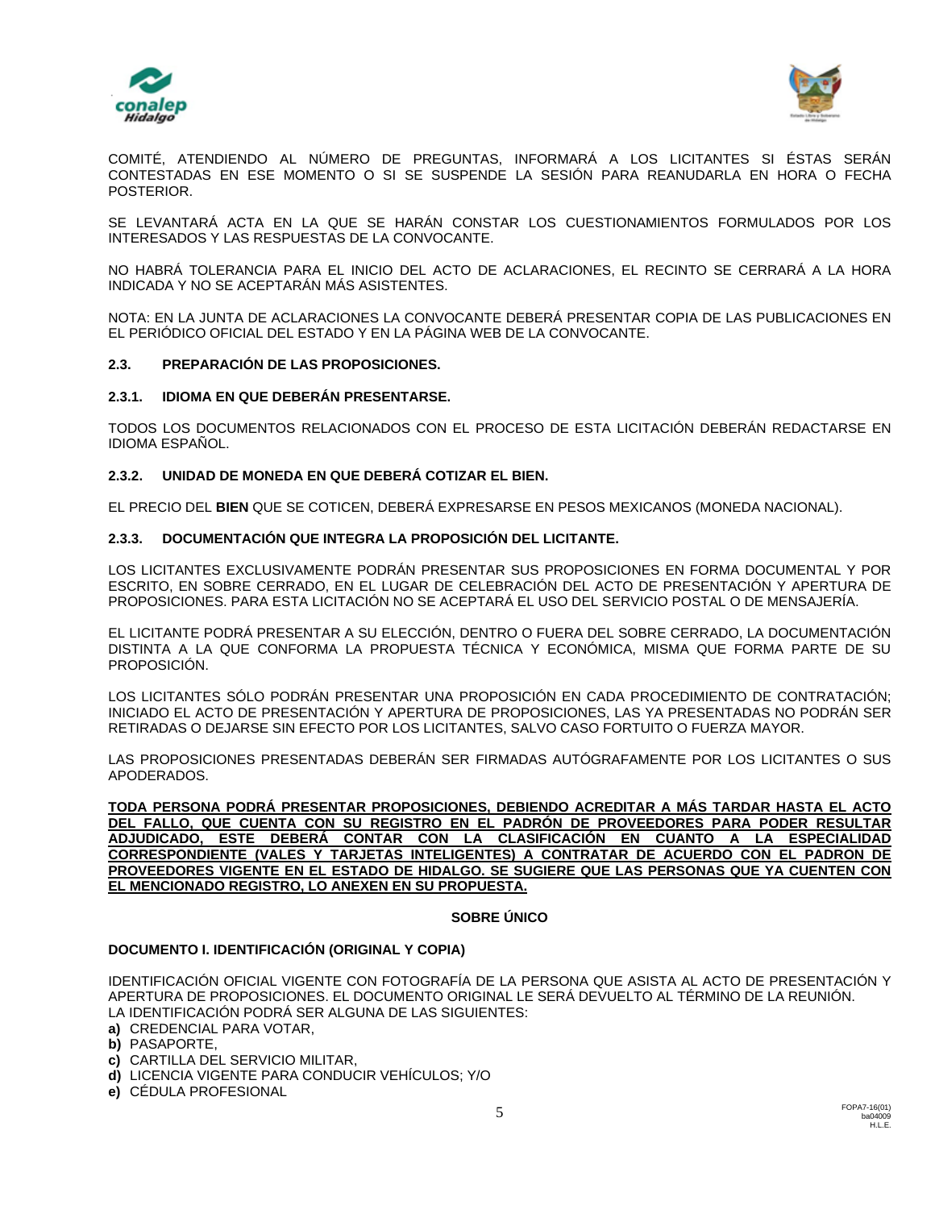COMITÉ, ATENDIENDO AL NÚMERO DE PREGUNTAS, INFORMARÁ A LOS LICITANTES SI ÉSTAS SERÁN CONTESTADAS EN ESE MOMENTO O SI SE SUSPENDE LA SESIÓN PARA REANUDARLA EN HORA O FECHA POSTERIOR.

SE LEVANTARÁ ACTA EN LA QUE SE HARÁN CONSTAR LOS CUESTIONAMIENTOS FORMULADOS POR LOS INTERESADOS Y LAS RESPUESTAS DE LA CONVOCANTE.

NO HABRÁ TOLERANCIA PARA EL INICIO DEL ACTO DE ACLARACIONES, EL RECINTO SE CERRARÁ A LA HORA INDICADA Y NO SE ACEPTARÁN MÁS ASISTENTES.

NOTA: EN LA JUNTA DE ACLARACIONES LA CONVOCANTE DEBERÁ PRESENTAR COPIA DE LAS PUBLICACIONES EN EL PERIÓDICO OFICIAL DEL ESTADO Y EN LA PÁGINA WEB DE LA CONVOCANTE.

### 2.3. PREPARACIÓN DE LAS PROPOSICIONES.

#### 2.3.1. IDIOMA EN QUE DEBERÁN PRESENTARSE.

TODOS LOS DOCUMENTOS RELACIONADOS CON EL PROCESO DE ESTA LICITACIÓN DEBERÁN REDACTARSE EN IDIOMA ESPAÑOL.

#### 2.3.2. UNIDAD DE MONEDA EN QUE DEBERÁ COTIZAR EL BIEN.

EL PRECIO DEL **BIEN** QUE SE COTICEN, DEBERÁ EXPRESARSE EN PESOS MEXICANOS (MONEDA NACIONAL).

#### 2.3.3. DOCUMENTACIÓN QUE INTEGRA LA PROPOSICIÓN DEL LICITANTE.

LOS LICITANTES EXCLUSIVAMENTE PODRÁN PRESENTAR SUS PROPOSICIONES EN FORMA DOCUMENTAL Y POR ESCRITO, EN SOBRE CERRADO, EN EL LUGAR DE CELEBRACIÓN DEL ACTO DE PRESENTACIÓN Y APERTURA DE PROPOSICIONES. PARA ESTA LICITACIÓN NO SE ACEPTARÁ EL USO DEL SERVICIO POSTAL O DE MENSAJERÍA.

EL LICITANTE PODRÁ PRESENTAR A SU ELECCIÓN, DENTRO O FUERA DEL SOBRE CERRADO, LA DOCUMENTACIÓN DISTINTA A LA QUE CONFORMA LA PROPUESTA TÉCNICA Y ECONÓMICA, MISMA QUE FORMA PARTE DE SU PROPOSICIÓN.

LOS LICITANTES SÓLO PODRÁN PRESENTAR UNA PROPOSICIÓN EN CADA PROCEDIMIENTO DE CONTRATACIÓN; INICIADO EL ACTO DE PRESENTACIÓN Y APERTURA DE PROPOSICIONES, LAS YA PRESENTADAS NO PODRÁN SER RETIRADAS O DEJARSE SIN EFECTO POR LOS LICITANTES, SALVO CASO FORTUITO O FUERZA MAYOR.

LAS PROPOSICIONES PRESENTADAS DEBERÁN SER FIRMADAS AUTÓGRAFAMENTE POR LOS LICITANTES O SUS APODERADOS.

**TODA PERSONA PODRÁ PRESENTAR PROPOSICIONES, DEBIENDO ACREDITAR A MÁS TARDAR HASTA EL ACTO DEL FALLO, QUE CUENTA CON SU REGISTRO EN EL PADRÓN DE PROVEEDORES PARA PODER RESULTAR ADJUDICADO, ESTE DEBERÁ CONTAR CON LA CLASIFICACIÓN EN CUANTO A LA ESPECIALIDAD CORRESPONDIENTE (VALES Y TARJETAS INTELIGENTES) A CONTRATAR DE ACUERDO CON EL PADRON DE PROVEEDORES VIGENTE EN EL ESTADO DE HIDALGO. SE SUGIERE QUE LAS PERSONAS QUE YA CUENTEN CON EL MENCIONADO REGISTRO, LO ANEXEN EN SU PROPUESTA.**

**SOBRE ÚNICO**

**DOCUMENTO I. IDENTIFICACIÓN (ORIGINAL Y COPIA)**

IDENTIFICACIÓN OFICIAL VIGENTE CON FOTOGRAFÍA DE LA PERSONA QUE ASISTA AL ACTO DE PRESENTACIÓN Y APERTURA DE PROPOSICIONES. EL DOCUMENTO ORIGINAL LE SERÁ DEVUELTO AL TÉRMINO DE LA REUNIÓN.
LA IDENTIFICACIÓN PODRÁ SER ALGUNA DE LAS SIGUIENTES:

**a)** CREDENCIAL PARA VOTAR,
**b)** PASAPORTE,
**c)** CARTILLA DEL SERVICIO MILITAR,
**d)** LICENCIA VIGENTE PARA CONDUCIR VEHÍCULOS; Y/O
**e)** CÉDULA PROFESIONAL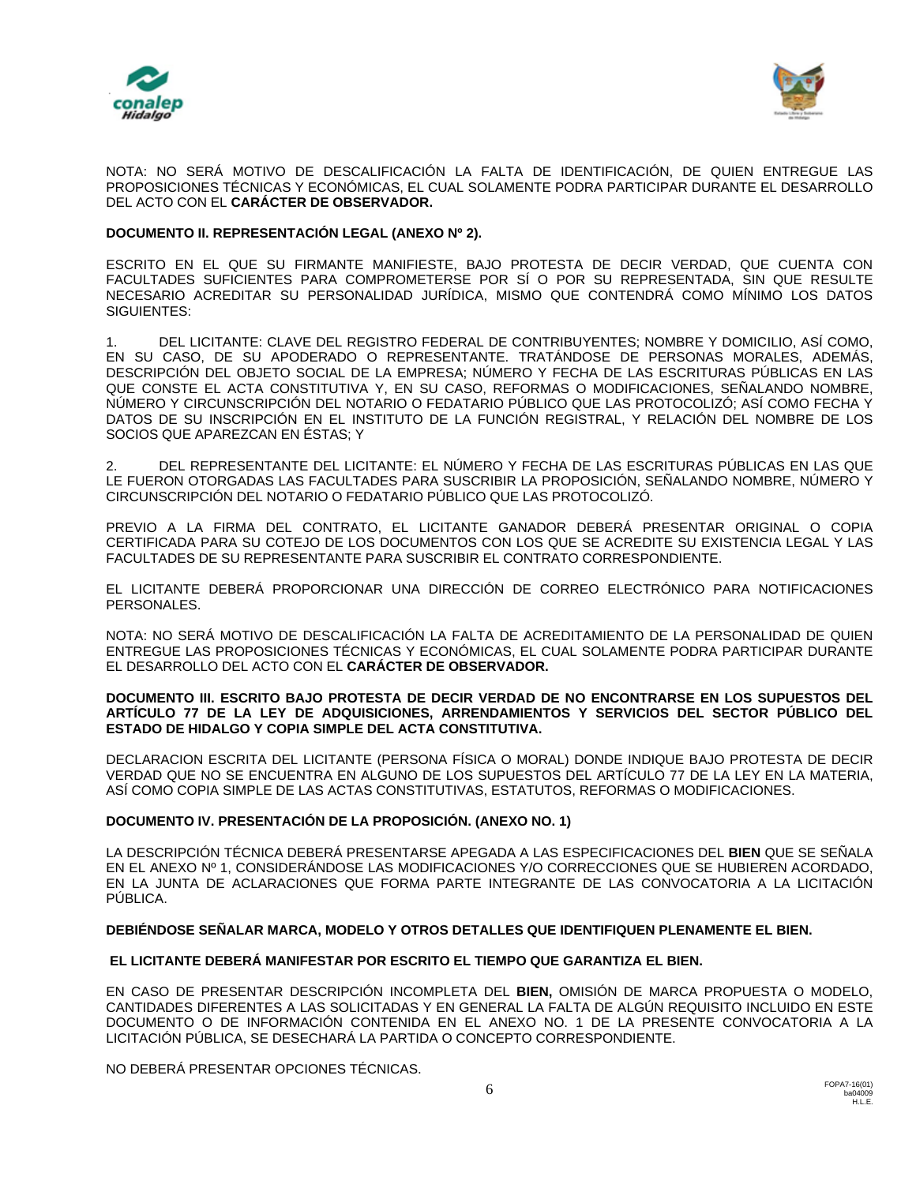NOTA: NO SERÁ MOTIVO DE DESCALIFICACIÓN LA FALTA DE IDENTIFICACIÓN, DE QUIEN ENTREGUE LAS PROPOSICIONES TÉCNICAS Y ECONÓMICAS, EL CUAL SOLAMENTE PODRA PARTICIPAR DURANTE EL DESARROLLO DEL ACTO CON EL **CARÁCTER DE OBSERVADOR.**

**DOCUMENTO II. REPRESENTACIÓN LEGAL (ANEXO Nº 2).**

ESCRITO EN EL QUE SU FIRMANTE MANIFIESTE, BAJO PROTESTA DE DECIR VERDAD, QUE CUENTA CON FACULTADES SUFICIENTES PARA COMPROMETERSE POR SÍ O POR SU REPRESENTADA, SIN QUE RESULTE NECESARIO ACREDITAR SU PERSONALIDAD JURÍDICA, MISMO QUE CONTENDRÁ COMO MÍNIMO LOS DATOS SIGUIENTES:

1. DEL LICITANTE: CLAVE DEL REGISTRO FEDERAL DE CONTRIBUYENTES; NOMBRE Y DOMICILIO, ASÍ COMO, EN SU CASO, DE SU APODERADO O REPRESENTANTE. TRATÁNDOSE DE PERSONAS MORALES, ADEMÁS, DESCRIPCIÓN DEL OBJETO SOCIAL DE LA EMPRESA; NÚMERO Y FECHA DE LAS ESCRITURAS PÚBLICAS EN LAS QUE CONSTE EL ACTA CONSTITUTIVA Y, EN SU CASO, REFORMAS O MODIFICACIONES, SEÑALANDO NOMBRE, NÚMERO Y CIRCUNSCRIPCIÓN DEL NOTARIO O FEDATARIO PÚBLICO QUE LAS PROTOCOLIZÓ; ASÍ COMO FECHA Y DATOS DE SU INSCRIPCIÓN EN EL INSTITUTO DE LA FUNCIÓN REGISTRAL, Y RELACIÓN DEL NOMBRE DE LOS SOCIOS QUE APAREZCAN EN ÉSTAS; Y

2. DEL REPRESENTANTE DEL LICITANTE: EL NÚMERO Y FECHA DE LAS ESCRITURAS PÚBLICAS EN LAS QUE LE FUERON OTORGADAS LAS FACULTADES PARA SUSCRIBIR LA PROPOSICIÓN, SEÑALANDO NOMBRE, NÚMERO Y CIRCUNSCRIPCIÓN DEL NOTARIO O FEDATARIO PÚBLICO QUE LAS PROTOCOLIZÓ.

PREVIO A LA FIRMA DEL CONTRATO, EL LICITANTE GANADOR DEBERÁ PRESENTAR ORIGINAL O COPIA CERTIFICADA PARA SU COTEJO DE LOS DOCUMENTOS CON LOS QUE SE ACREDITE SU EXISTENCIA LEGAL Y LAS FACULTADES DE SU REPRESENTANTE PARA SUSCRIBIR EL CONTRATO CORRESPONDIENTE.

EL LICITANTE DEBERÁ PROPORCIONAR UNA DIRECCIÓN DE CORREO ELECTRÓNICO PARA NOTIFICACIONES PERSONALES.

NOTA: NO SERÁ MOTIVO DE DESCALIFICACIÓN LA FALTA DE ACREDITAMIENTO DE LA PERSONALIDAD DE QUIEN ENTREGUE LAS PROPOSICIONES TÉCNICAS Y ECONÓMICAS, EL CUAL SOLAMENTE PODRA PARTICIPAR DURANTE EL DESARROLLO DEL ACTO CON EL **CARÁCTER DE OBSERVADOR.**

**DOCUMENTO III. ESCRITO BAJO PROTESTA DE DECIR VERDAD DE NO ENCONTRARSE EN LOS SUPUESTOS DEL ARTÍCULO 77 DE LA LEY DE ADQUISICIONES, ARRENDAMIENTOS Y SERVICIOS DEL SECTOR PÚBLICO DEL ESTADO DE HIDALGO Y COPIA SIMPLE DEL ACTA CONSTITUTIVA.**

DECLARACION ESCRITA DEL LICITANTE (PERSONA FÍSICA O MORAL) DONDE INDIQUE BAJO PROTESTA DE DECIR VERDAD QUE NO SE ENCUENTRA EN ALGUNO DE LOS SUPUESTOS DEL ARTÍCULO 77 DE LA LEY EN LA MATERIA, ASÍ COMO COPIA SIMPLE DE LAS ACTAS CONSTITUTIVAS, ESTATUTOS, REFORMAS O MODIFICACIONES.

**DOCUMENTO IV. PRESENTACIÓN DE LA PROPOSICIÓN. (ANEXO NO. 1)**

LA DESCRIPCIÓN TÉCNICA DEBERÁ PRESENTARSE APEGADA A LAS ESPECIFICACIONES DEL **BIEN** QUE SE SEÑALA EN EL ANEXO Nº 1, CONSIDERÁNDOSE LAS MODIFICACIONES Y/O CORRECCIONES QUE SE HUBIEREN ACORDADO, EN LA JUNTA DE ACLARACIONES QUE FORMA PARTE INTEGRANTE DE LAS CONVOCATORIA A LA LICITACIÓN PÚBLICA.

**DEBIÉNDOSE SEÑALAR MARCA, MODELO Y OTROS DETALLES QUE IDENTIFIQUEN PLENAMENTE EL BIEN.**

**EL LICITANTE DEBERÁ MANIFESTAR POR ESCRITO EL TIEMPO QUE GARANTIZA EL BIEN.**

EN CASO DE PRESENTAR DESCRIPCIÓN INCOMPLETA DEL **BIEN,** OMISIÓN DE MARCA PROPUESTA O MODELO, CANTIDADES DIFERENTES A LAS SOLICITADAS Y EN GENERAL LA FALTA DE ALGÚN REQUISITO INCLUIDO EN ESTE DOCUMENTO O DE INFORMACIÓN CONTENIDA EN EL ANEXO NO. 1 DE LA PRESENTE CONVOCATORIA A LA LICITACIÓN PÚBLICA, SE DESECHARÁ LA PARTIDA O CONCEPTO CORRESPONDIENTE.

NO DEBERÁ PRESENTAR OPCIONES TÉCNICAS.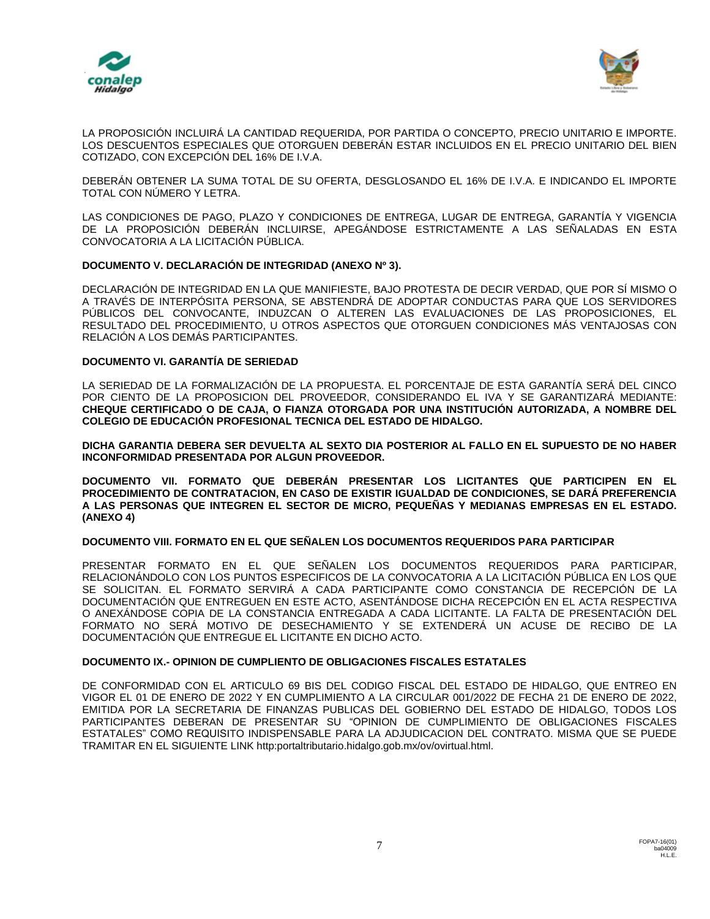LA PROPOSICIÓN INCLUIRÁ LA CANTIDAD REQUERIDA, POR PARTIDA O CONCEPTO, PRECIO UNITARIO E IMPORTE. LOS DESCUENTOS ESPECIALES QUE OTORGUEN DEBERÁN ESTAR INCLUIDOS EN EL PRECIO UNITARIO DEL BIEN COTIZADO, CON EXCEPCIÓN DEL 16% DE I.V.A.

DEBERÁN OBTENER LA SUMA TOTAL DE SU OFERTA, DESGLOSANDO EL 16% DE I.V.A. E INDICANDO EL IMPORTE TOTAL CON NÚMERO Y LETRA.

LAS CONDICIONES DE PAGO, PLAZO Y CONDICIONES DE ENTREGA, LUGAR DE ENTREGA, GARANTÍA Y VIGENCIA DE LA PROPOSICIÓN DEBERÁN INCLUIRSE, APEGÁNDOSE ESTRICTAMENTE A LAS SEÑALADAS EN ESTA CONVOCATORIA A LA LICITACIÓN PÚBLICA.

**DOCUMENTO V. DECLARACIÓN DE INTEGRIDAD (ANEXO Nº 3).**

DECLARACIÓN DE INTEGRIDAD EN LA QUE MANIFIESTE, BAJO PROTESTA DE DECIR VERDAD, QUE POR SÍ MISMO O A TRAVÉS DE INTERPÓSITA PERSONA, SE ABSTENDRÁ DE ADOPTAR CONDUCTAS PARA QUE LOS SERVIDORES PÚBLICOS DEL CONVOCANTE, INDUZCAN O ALTEREN LAS EVALUACIONES DE LAS PROPOSICIONES, EL RESULTADO DEL PROCEDIMIENTO, U OTROS ASPECTOS QUE OTORGUEN CONDICIONES MÁS VENTAJOSAS CON RELACIÓN A LOS DEMÁS PARTICIPANTES.

**DOCUMENTO VI. GARANTÍA DE SERIEDAD**

LA SERIEDAD DE LA FORMALIZACIÓN DE LA PROPUESTA. EL PORCENTAJE DE ESTA GARANTÍA SERÁ DEL CINCO POR CIENTO DE LA PROPOSICION DEL PROVEEDOR, CONSIDERANDO EL IVA Y SE GARANTIZARÁ MEDIANTE: **CHEQUE CERTIFICADO O DE CAJA, O FIANZA OTORGADA POR UNA INSTITUCIÓN AUTORIZADA, A NOMBRE DEL COLEGIO DE EDUCACIÓN PROFESIONAL TECNICA DEL ESTADO DE HIDALGO.**

**DICHA GARANTIA DEBERA SER DEVUELTA AL SEXTO DIA POSTERIOR AL FALLO EN EL SUPUESTO DE NO HABER INCONFORMIDAD PRESENTADA POR ALGUN PROVEEDOR.**

**DOCUMENTO VII. FORMATO QUE DEBERÁN PRESENTAR LOS LICITANTES QUE PARTICIPEN EN EL PROCEDIMIENTO DE CONTRATACION, EN CASO DE EXISTIR IGUALDAD DE CONDICIONES, SE DARÁ PREFERENCIA A LAS PERSONAS QUE INTEGREN EL SECTOR DE MICRO, PEQUEÑAS Y MEDIANAS EMPRESAS EN EL ESTADO. (ANEXO 4)**

**DOCUMENTO VIII. FORMATO EN EL QUE SEÑALEN LOS DOCUMENTOS REQUERIDOS PARA PARTICIPAR**

PRESENTAR FORMATO EN EL QUE SEÑALEN LOS DOCUMENTOS REQUERIDOS PARA PARTICIPAR, RELACIONÁNDOLO CON LOS PUNTOS ESPECIFICOS DE LA CONVOCATORIA A LA LICITACIÓN PÚBLICA EN LOS QUE SE SOLICITAN. EL FORMATO SERVIRÁ A CADA PARTICIPANTE COMO CONSTANCIA DE RECEPCIÓN DE LA DOCUMENTACIÓN QUE ENTREGUEN EN ESTE ACTO, ASENTÁNDOSE DICHA RECEPCIÓN EN EL ACTA RESPECTIVA O ANEXÁNDOSE COPIA DE LA CONSTANCIA ENTREGADA A CADA LICITANTE. LA FALTA DE PRESENTACIÓN DEL FORMATO NO SERÁ MOTIVO DE DESECHAMIENTO Y SE EXTENDERÁ UN ACUSE DE RECIBO DE LA DOCUMENTACIÓN QUE ENTREGUE EL LICITANTE EN DICHO ACTO.

**DOCUMENTO IX.- OPINION DE CUMPLIENTO DE OBLIGACIONES FISCALES ESTATALES**

DE CONFORMIDAD CON EL ARTICULO 69 BIS DEL CODIGO FISCAL DEL ESTADO DE HIDALGO, QUE ENTREO EN VIGOR EL 01 DE ENERO DE 2022 Y EN CUMPLIMIENTO A LA CIRCULAR 001/2022 DE FECHA 21 DE ENERO DE 2022, EMITIDA POR LA SECRETARIA DE FINANZAS PUBLICAS DEL GOBIERNO DEL ESTADO DE HIDALGO, TODOS LOS PARTICIPANTES DEBERAN DE PRESENTAR SU "OPINION DE CUMPLIMIENTO DE OBLIGACIONES FISCALES ESTATALES" COMO REQUISITO INDISPENSABLE PARA LA ADJUDICACION DEL CONTRATO. MISMA QUE SE PUEDE TRAMITAR EN EL SIGUIENTE LINK http:portaltributario.hidalgo.gob.mx/ov/ovirtual.html.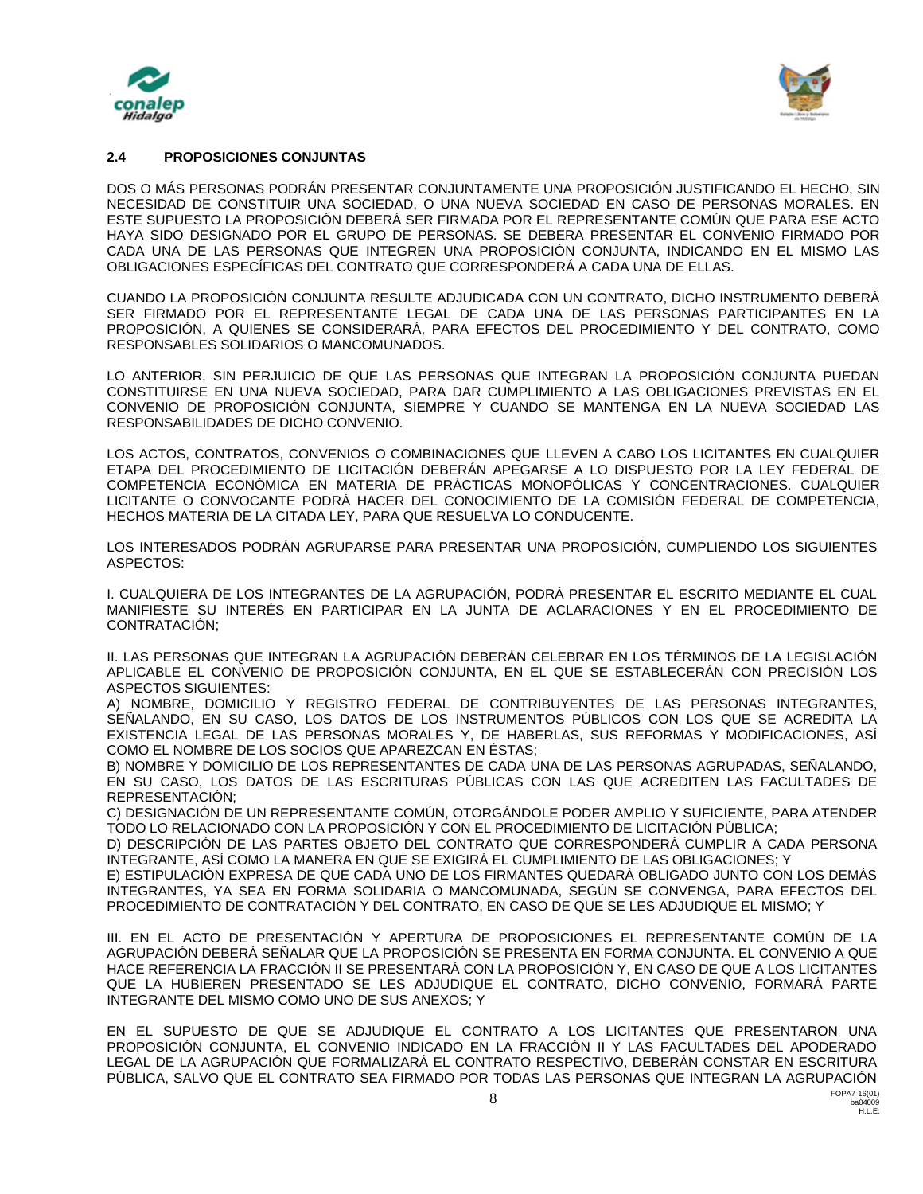## 2.4 PROPOSICIONES CONJUNTAS

DOS O MÁS PERSONAS PODRÁN PRESENTAR CONJUNTAMENTE UNA PROPOSICIÓN JUSTIFICANDO EL HECHO, SIN NECESIDAD DE CONSTITUIR UNA SOCIEDAD, O UNA NUEVA SOCIEDAD EN CASO DE PERSONAS MORALES. EN ESTE SUPUESTO LA PROPOSICIÓN DEBERÁ SER FIRMADA POR EL REPRESENTANTE COMÚN QUE PARA ESE ACTO HAYA SIDO DESIGNADO POR EL GRUPO DE PERSONAS. SE DEBERA PRESENTAR EL CONVENIO FIRMADO POR CADA UNA DE LAS PERSONAS QUE INTEGREN UNA PROPOSICIÓN CONJUNTA, INDICANDO EN EL MISMO LAS OBLIGACIONES ESPECÍFICAS DEL CONTRATO QUE CORRESPONDERÁ A CADA UNA DE ELLAS.

CUANDO LA PROPOSICIÓN CONJUNTA RESULTE ADJUDICADA CON UN CONTRATO, DICHO INSTRUMENTO DEBERÁ SER FIRMADO POR EL REPRESENTANTE LEGAL DE CADA UNA DE LAS PERSONAS PARTICIPANTES EN LA PROPOSICIÓN, A QUIENES SE CONSIDERARÁ, PARA EFECTOS DEL PROCEDIMIENTO Y DEL CONTRATO, COMO RESPONSABLES SOLIDARIOS O MANCOMUNADOS.

LO ANTERIOR, SIN PERJUICIO DE QUE LAS PERSONAS QUE INTEGRAN LA PROPOSICIÓN CONJUNTA PUEDAN CONSTITUIRSE EN UNA NUEVA SOCIEDAD, PARA DAR CUMPLIMIENTO A LAS OBLIGACIONES PREVISTAS EN EL CONVENIO DE PROPOSICIÓN CONJUNTA, SIEMPRE Y CUANDO SE MANTENGA EN LA NUEVA SOCIEDAD LAS RESPONSABILIDADES DE DICHO CONVENIO.

LOS ACTOS, CONTRATOS, CONVENIOS O COMBINACIONES QUE LLEVEN A CABO LOS LICITANTES EN CUALQUIER ETAPA DEL PROCEDIMIENTO DE LICITACIÓN DEBERÁN APEGARSE A LO DISPUESTO POR LA LEY FEDERAL DE COMPETENCIA ECONÓMICA EN MATERIA DE PRÁCTICAS MONOPÓLICAS Y CONCENTRACIONES. CUALQUIER LICITANTE O CONVOCANTE PODRÁ HACER DEL CONOCIMIENTO DE LA COMISIÓN FEDERAL DE COMPETENCIA, HECHOS MATERIA DE LA CITADA LEY, PARA QUE RESUELVA LO CONDUCENTE.

LOS INTERESADOS PODRÁN AGRUPARSE PARA PRESENTAR UNA PROPOSICIÓN, CUMPLIENDO LOS SIGUIENTES ASPECTOS:

I. CUALQUIERA DE LOS INTEGRANTES DE LA AGRUPACIÓN, PODRÁ PRESENTAR EL ESCRITO MEDIANTE EL CUAL MANIFIESTE SU INTERÉS EN PARTICIPAR EN LA JUNTA DE ACLARACIONES Y EN EL PROCEDIMIENTO DE CONTRATACIÓN;

II. LAS PERSONAS QUE INTEGRAN LA AGRUPACIÓN DEBERÁN CELEBRAR EN LOS TÉRMINOS DE LA LEGISLACIÓN APLICABLE EL CONVENIO DE PROPOSICIÓN CONJUNTA, EN EL QUE SE ESTABLECERÁN CON PRECISIÓN LOS ASPECTOS SIGUIENTES:
A) NOMBRE, DOMICILIO Y REGISTRO FEDERAL DE CONTRIBUYENTES DE LAS PERSONAS INTEGRANTES, SEÑALANDO, EN SU CASO, LOS DATOS DE LOS INSTRUMENTOS PÚBLICOS CON LOS QUE SE ACREDITA LA EXISTENCIA LEGAL DE LAS PERSONAS MORALES Y, DE HABERLAS, SUS REFORMAS Y MODIFICACIONES, ASÍ COMO EL NOMBRE DE LOS SOCIOS QUE APAREZCAN EN ÉSTAS;
B) NOMBRE Y DOMICILIO DE LOS REPRESENTANTES DE CADA UNA DE LAS PERSONAS AGRUPADAS, SEÑALANDO, EN SU CASO, LOS DATOS DE LAS ESCRITURAS PÚBLICAS CON LAS QUE ACREDITEN LAS FACULTADES DE REPRESENTACIÓN;
C) DESIGNACIÓN DE UN REPRESENTANTE COMÚN, OTORGÁNDOLE PODER AMPLIO Y SUFICIENTE, PARA ATENDER TODO LO RELACIONADO CON LA PROPOSICIÓN Y CON EL PROCEDIMIENTO DE LICITACIÓN PÚBLICA;
D) DESCRIPCIÓN DE LAS PARTES OBJETO DEL CONTRATO QUE CORRESPONDERÁ CUMPLIR A CADA PERSONA INTEGRANTE, ASÍ COMO LA MANERA EN QUE SE EXIGIRÁ EL CUMPLIMIENTO DE LAS OBLIGACIONES; Y
E) ESTIPULACIÓN EXPRESA DE QUE CADA UNO DE LOS FIRMANTES QUEDARÁ OBLIGADO JUNTO CON LOS DEMÁS INTEGRANTES, YA SEA EN FORMA SOLIDARIA O MANCOMUNADA, SEGÚN SE CONVENGA, PARA EFECTOS DEL PROCEDIMIENTO DE CONTRATACIÓN Y DEL CONTRATO, EN CASO DE QUE SE LES ADJUDIQUE EL MISMO; Y

III. EN EL ACTO DE PRESENTACIÓN Y APERTURA DE PROPOSICIONES EL REPRESENTANTE COMÚN DE LA AGRUPACIÓN DEBERÁ SEÑALAR QUE LA PROPOSICIÓN SE PRESENTA EN FORMA CONJUNTA. EL CONVENIO A QUE HACE REFERENCIA LA FRACCIÓN II SE PRESENTARÁ CON LA PROPOSICIÓN Y, EN CASO DE QUE A LOS LICITANTES QUE LA HUBIEREN PRESENTADO SE LES ADJUDIQUE EL CONTRATO, DICHO CONVENIO, FORMARÁ PARTE INTEGRANTE DEL MISMO COMO UNO DE SUS ANEXOS; Y

EN EL SUPUESTO DE QUE SE ADJUDIQUE EL CONTRATO A LOS LICITANTES QUE PRESENTARON UNA PROPOSICIÓN CONJUNTA, EL CONVENIO INDICADO EN LA FRACCIÓN II Y LAS FACULTADES DEL APODERADO LEGAL DE LA AGRUPACIÓN QUE FORMALIZARÁ EL CONTRATO RESPECTIVO, DEBERÁN CONSTAR EN ESCRITURA PÚBLICA, SALVO QUE EL CONTRATO SEA FIRMADO POR TODAS LAS PERSONAS QUE INTEGRAN LA AGRUPACIÓN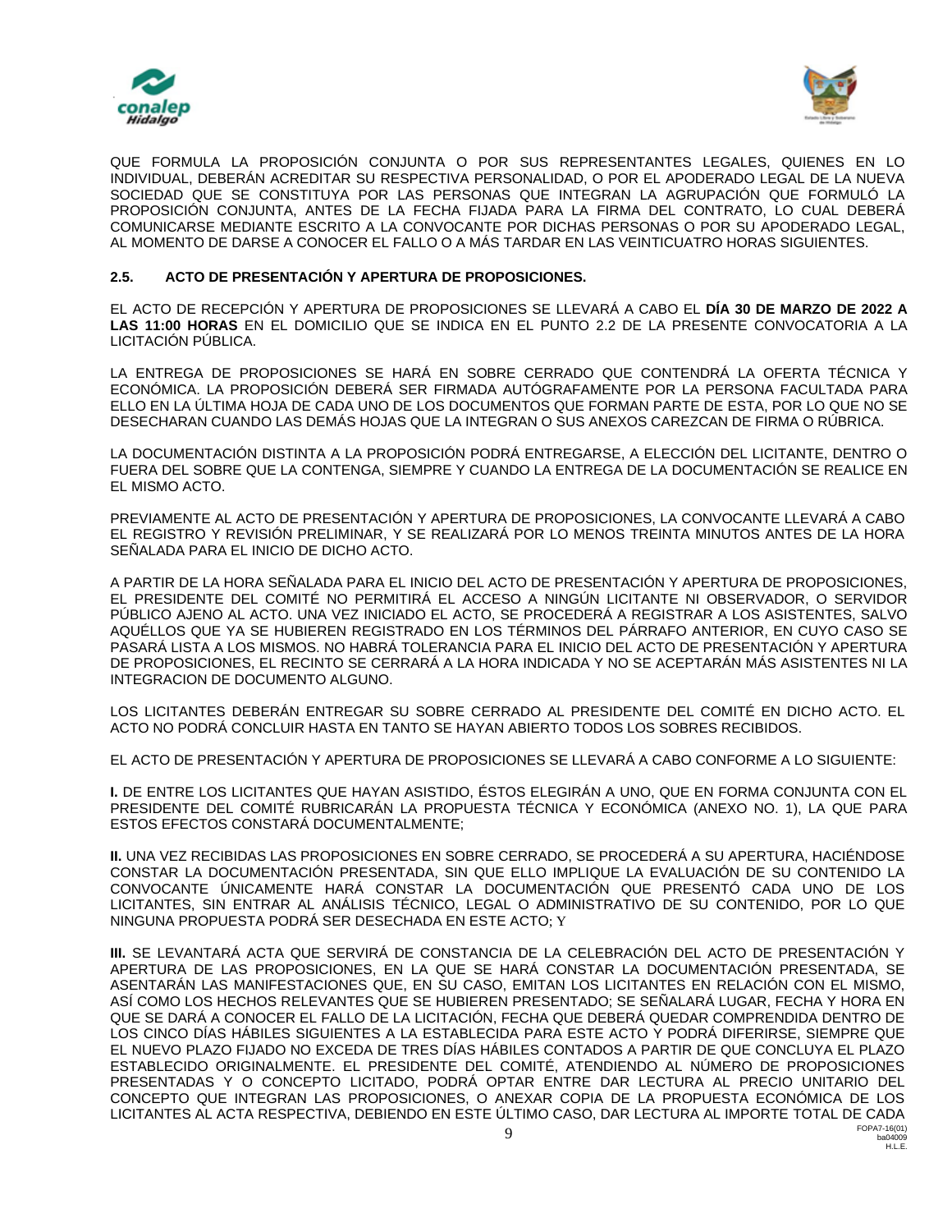QUE FORMULA LA PROPOSICIÓN CONJUNTA O POR SUS REPRESENTANTES LEGALES, QUIENES EN LO INDIVIDUAL, DEBERÁN ACREDITAR SU RESPECTIVA PERSONALIDAD, O POR EL APODERADO LEGAL DE LA NUEVA SOCIEDAD QUE SE CONSTITUYA POR LAS PERSONAS QUE INTEGRAN LA AGRUPACIÓN QUE FORMULÓ LA PROPOSICIÓN CONJUNTA, ANTES DE LA FECHA FIJADA PARA LA FIRMA DEL CONTRATO, LO CUAL DEBERÁ COMUNICARSE MEDIANTE ESCRITO A LA CONVOCANTE POR DICHAS PERSONAS O POR SU APODERADO LEGAL, AL MOMENTO DE DARSE A CONOCER EL FALLO O A MÁS TARDAR EN LAS VEINTICUATRO HORAS SIGUIENTES.

**2.5. ACTO DE PRESENTACIÓN Y APERTURA DE PROPOSICIONES.**

EL ACTO DE RECEPCIÓN Y APERTURA DE PROPOSICIONES SE LLEVARÁ A CABO EL **DÍA 30 DE MARZO DE 2022 A LAS 11:00 HORAS** EN EL DOMICILIO QUE SE INDICA EN EL PUNTO 2.2 DE LA PRESENTE CONVOCATORIA A LA LICITACIÓN PÚBLICA.

LA ENTREGA DE PROPOSICIONES SE HARÁ EN SOBRE CERRADO QUE CONTENDRÁ LA OFERTA TÉCNICA Y ECONÓMICA. LA PROPOSICIÓN DEBERÁ SER FIRMADA AUTÓGRAFAMENTE POR LA PERSONA FACULTADA PARA ELLO EN LA ÚLTIMA HOJA DE CADA UNO DE LOS DOCUMENTOS QUE FORMAN PARTE DE ESTA, POR LO QUE NO SE DESECHARAN CUANDO LAS DEMÁS HOJAS QUE LA INTEGRAN O SUS ANEXOS CAREZCAN DE FIRMA O RÚBRICA.

LA DOCUMENTACIÓN DISTINTA A LA PROPOSICIÓN PODRÁ ENTREGARSE, A ELECCIÓN DEL LICITANTE, DENTRO O FUERA DEL SOBRE QUE LA CONTENGA, SIEMPRE Y CUANDO LA ENTREGA DE LA DOCUMENTACIÓN SE REALICE EN EL MISMO ACTO.

PREVIAMENTE AL ACTO DE PRESENTACIÓN Y APERTURA DE PROPOSICIONES, LA CONVOCANTE LLEVARÁ A CABO EL REGISTRO Y REVISIÓN PRELIMINAR, Y SE REALIZARÁ POR LO MENOS TREINTA MINUTOS ANTES DE LA HORA SEÑALADA PARA EL INICIO DE DICHO ACTO.

A PARTIR DE LA HORA SEÑALADA PARA EL INICIO DEL ACTO DE PRESENTACIÓN Y APERTURA DE PROPOSICIONES, EL PRESIDENTE DEL COMITÉ NO PERMITIRÁ EL ACCESO A NINGÚN LICITANTE NI OBSERVADOR, O SERVIDOR PÚBLICO AJENO AL ACTO. UNA VEZ INICIADO EL ACTO, SE PROCEDERÁ A REGISTRAR A LOS ASISTENTES, SALVO AQUÉLLOS QUE YA SE HUBIEREN REGISTRADO EN LOS TÉRMINOS DEL PÁRRAFO ANTERIOR, EN CUYO CASO SE PASARÁ LISTA A LOS MISMOS. NO HABRÁ TOLERANCIA PARA EL INICIO DEL ACTO DE PRESENTACIÓN Y APERTURA DE PROPOSICIONES, EL RECINTO SE CERRARÁ A LA HORA INDICADA Y NO SE ACEPTARÁN MÁS ASISTENTES NI LA INTEGRACION DE DOCUMENTO ALGUNO.

LOS LICITANTES DEBERÁN ENTREGAR SU SOBRE CERRADO AL PRESIDENTE DEL COMITÉ EN DICHO ACTO. EL ACTO NO PODRÁ CONCLUIR HASTA EN TANTO SE HAYAN ABIERTO TODOS LOS SOBRES RECIBIDOS.

EL ACTO DE PRESENTACIÓN Y APERTURA DE PROPOSICIONES SE LLEVARÁ A CABO CONFORME A LO SIGUIENTE:

**I.** DE ENTRE LOS LICITANTES QUE HAYAN ASISTIDO, ÉSTOS ELEGIRÁN A UNO, QUE EN FORMA CONJUNTA CON EL PRESIDENTE DEL COMITÉ RUBRICARÁN LA PROPUESTA TÉCNICA Y ECONÓMICA (ANEXO NO. 1), LA QUE PARA ESTOS EFECTOS CONSTARÁ DOCUMENTALMENTE;

**II.** UNA VEZ RECIBIDAS LAS PROPOSICIONES EN SOBRE CERRADO, SE PROCEDERÁ A SU APERTURA, HACIÉNDOSE CONSTAR LA DOCUMENTACIÓN PRESENTADA, SIN QUE ELLO IMPLIQUE LA EVALUACIÓN DE SU CONTENIDO LA CONVOCANTE ÚNICAMENTE HARÁ CONSTAR LA DOCUMENTACIÓN QUE PRESENTÓ CADA UNO DE LOS LICITANTES, SIN ENTRAR AL ANÁLISIS TÉCNICO, LEGAL O ADMINISTRATIVO DE SU CONTENIDO, POR LO QUE NINGUNA PROPUESTA PODRÁ SER DESECHADA EN ESTE ACTO; Y

**III.** SE LEVANTARÁ ACTA QUE SERVIRÁ DE CONSTANCIA DE LA CELEBRACIÓN DEL ACTO DE PRESENTACIÓN Y APERTURA DE LAS PROPOSICIONES, EN LA QUE SE HARÁ CONSTAR LA DOCUMENTACIÓN PRESENTADA, SE ASENTARÁN LAS MANIFESTACIONES QUE, EN SU CASO, EMITAN LOS LICITANTES EN RELACIÓN CON EL MISMO, ASÍ COMO LOS HECHOS RELEVANTES QUE SE HUBIEREN PRESENTADO; SE SEÑALARÁ LUGAR, FECHA Y HORA EN QUE SE DARÁ A CONOCER EL FALLO DE LA LICITACIÓN, FECHA QUE DEBERÁ QUEDAR COMPRENDIDA DENTRO DE LOS CINCO DÍAS HÁBILES SIGUIENTES A LA ESTABLECIDA PARA ESTE ACTO Y PODRÁ DIFERIRSE, SIEMPRE QUE EL NUEVO PLAZO FIJADO NO EXCEDA DE TRES DÍAS HÁBILES CONTADOS A PARTIR DE QUE CONCLUYA EL PLAZO ESTABLECIDO ORIGINALMENTE. EL PRESIDENTE DEL COMITÉ, ATENDIENDO AL NÚMERO DE PROPOSICIONES PRESENTADAS Y O CONCEPTO LICITADO, PODRÁ OPTAR ENTRE DAR LECTURA AL PRECIO UNITARIO DEL CONCEPTO QUE INTEGRAN LAS PROPOSICIONES, O ANEXAR COPIA DE LA PROPUESTA ECONÓMICA DE LOS LICITANTES AL ACTA RESPECTIVA, DEBIENDO EN ESTE ÚLTIMO CASO, DAR LECTURA AL IMPORTE TOTAL DE CADA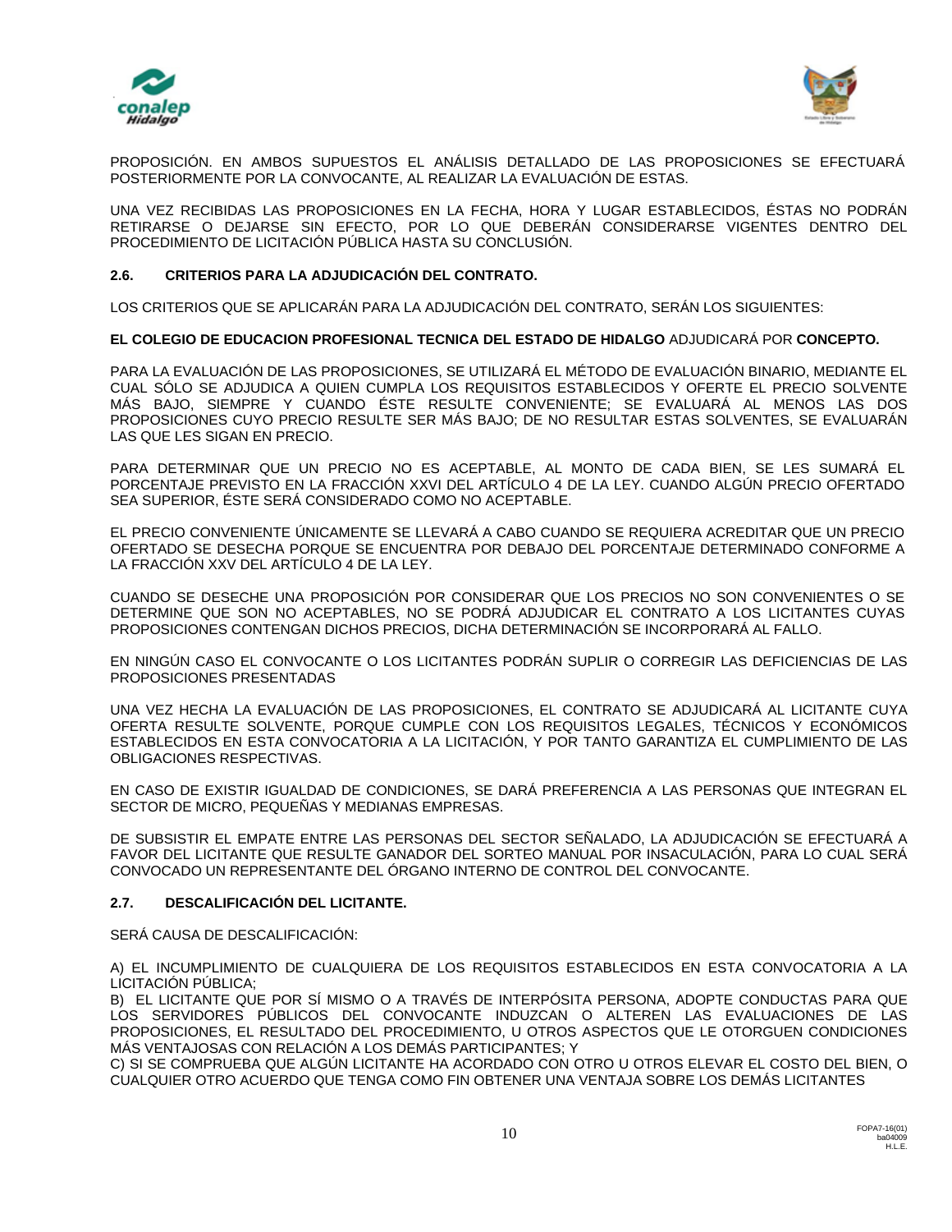PROPOSICIÓN. EN AMBOS SUPUESTOS EL ANÁLISIS DETALLADO DE LAS PROPOSICIONES SE EFECTUARÁ POSTERIORMENTE POR LA CONVOCANTE, AL REALIZAR LA EVALUACIÓN DE ESTAS.

UNA VEZ RECIBIDAS LAS PROPOSICIONES EN LA FECHA, HORA Y LUGAR ESTABLECIDOS, ÉSTAS NO PODRÁN RETIRARSE O DEJARSE SIN EFECTO, POR LO QUE DEBERÁN CONSIDERARSE VIGENTES DENTRO DEL PROCEDIMIENTO DE LICITACIÓN PÚBLICA HASTA SU CONCLUSIÓN.

**2.6. CRITERIOS PARA LA ADJUDICACIÓN DEL CONTRATO.**

LOS CRITERIOS QUE SE APLICARÁN PARA LA ADJUDICACIÓN DEL CONTRATO, SERÁN LOS SIGUIENTES:

**EL COLEGIO DE EDUCACION PROFESIONAL TECNICA DEL ESTADO DE HIDALGO** ADJUDICARÁ POR **CONCEPTO.**

PARA LA EVALUACIÓN DE LAS PROPOSICIONES, SE UTILIZARÁ EL MÉTODO DE EVALUACIÓN BINARIO, MEDIANTE EL CUAL SÓLO SE ADJUDICA A QUIEN CUMPLA LOS REQUISITOS ESTABLECIDOS Y OFERTE EL PRECIO SOLVENTE MÁS BAJO, SIEMPRE Y CUANDO ÉSTE RESULTE CONVENIENTE; SE EVALUARÁ AL MENOS LAS DOS PROPOSICIONES CUYO PRECIO RESULTE SER MÁS BAJO; DE NO RESULTAR ESTAS SOLVENTES, SE EVALUARÁN LAS QUE LES SIGAN EN PRECIO.

PARA DETERMINAR QUE UN PRECIO NO ES ACEPTABLE, AL MONTO DE CADA BIEN, SE LES SUMARÁ EL PORCENTAJE PREVISTO EN LA FRACCIÓN XXVI DEL ARTÍCULO 4 DE LA LEY. CUANDO ALGÚN PRECIO OFERTADO SEA SUPERIOR, ÉSTE SERÁ CONSIDERADO COMO NO ACEPTABLE.

EL PRECIO CONVENIENTE ÚNICAMENTE SE LLEVARÁ A CABO CUANDO SE REQUIERA ACREDITAR QUE UN PRECIO OFERTADO SE DESECHA PORQUE SE ENCUENTRA POR DEBAJO DEL PORCENTAJE DETERMINADO CONFORME A LA FRACCIÓN XXV DEL ARTÍCULO 4 DE LA LEY.

CUANDO SE DESECHE UNA PROPOSICIÓN POR CONSIDERAR QUE LOS PRECIOS NO SON CONVENIENTES O SE DETERMINE QUE SON NO ACEPTABLES, NO SE PODRÁ ADJUDICAR EL CONTRATO A LOS LICITANTES CUYAS PROPOSICIONES CONTENGAN DICHOS PRECIOS, DICHA DETERMINACIÓN SE INCORPORARÁ AL FALLO.

EN NINGÚN CASO EL CONVOCANTE O LOS LICITANTES PODRÁN SUPLIR O CORREGIR LAS DEFICIENCIAS DE LAS PROPOSICIONES PRESENTADAS

UNA VEZ HECHA LA EVALUACIÓN DE LAS PROPOSICIONES, EL CONTRATO SE ADJUDICARÁ AL LICITANTE CUYA OFERTA RESULTE SOLVENTE, PORQUE CUMPLE CON LOS REQUISITOS LEGALES, TÉCNICOS Y ECONÓMICOS ESTABLECIDOS EN ESTA CONVOCATORIA A LA LICITACIÓN, Y POR TANTO GARANTIZA EL CUMPLIMIENTO DE LAS OBLIGACIONES RESPECTIVAS.

EN CASO DE EXISTIR IGUALDAD DE CONDICIONES, SE DARÁ PREFERENCIA A LAS PERSONAS QUE INTEGRAN EL SECTOR DE MICRO, PEQUEÑAS Y MEDIANAS EMPRESAS.

DE SUBSISTIR EL EMPATE ENTRE LAS PERSONAS DEL SECTOR SEÑALADO, LA ADJUDICACIÓN SE EFECTUARÁ A FAVOR DEL LICITANTE QUE RESULTE GANADOR DEL SORTEO MANUAL POR INSACULACIÓN, PARA LO CUAL SERÁ CONVOCADO UN REPRESENTANTE DEL ÓRGANO INTERNO DE CONTROL DEL CONVOCANTE.

**2.7. DESCALIFICACIÓN DEL LICITANTE.**

SERÁ CAUSA DE DESCALIFICACIÓN:

A) EL INCUMPLIMIENTO DE CUALQUIERA DE LOS REQUISITOS ESTABLECIDOS EN ESTA CONVOCATORIA A LA LICITACIÓN PÚBLICA;
B) EL LICITANTE QUE POR SÍ MISMO O A TRAVÉS DE INTERPÓSITA PERSONA, ADOPTE CONDUCTAS PARA QUE LOS SERVIDORES PÚBLICOS DEL CONVOCANTE INDUZCAN O ALTEREN LAS EVALUACIONES DE LAS PROPOSICIONES, EL RESULTADO DEL PROCEDIMIENTO, U OTROS ASPECTOS QUE LE OTORGUEN CONDICIONES MÁS VENTAJOSAS CON RELACIÓN A LOS DEMÁS PARTICIPANTES; Y
C) SI SE COMPRUEBA QUE ALGÚN LICITANTE HA ACORDADO CON OTRO U OTROS ELEVAR EL COSTO DEL BIEN, O CUALQUIER OTRO ACUERDO QUE TENGA COMO FIN OBTENER UNA VENTAJA SOBRE LOS DEMÁS LICITANTES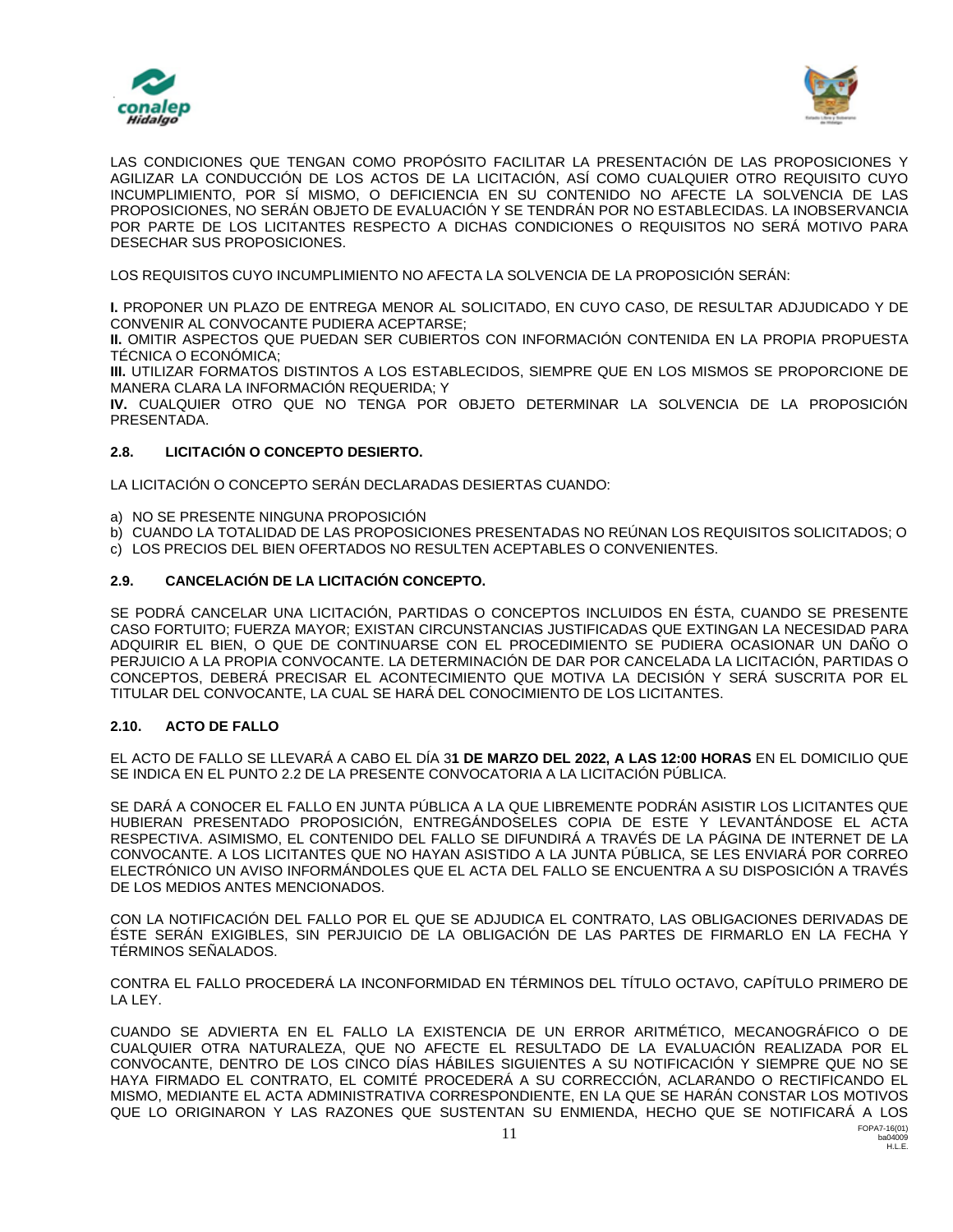LAS CONDICIONES QUE TENGAN COMO PROPÓSITO FACILITAR LA PRESENTACIÓN DE LAS PROPOSICIONES Y AGILIZAR LA CONDUCCIÓN DE LOS ACTOS DE LA LICITACIÓN, ASÍ COMO CUALQUIER OTRO REQUISITO CUYO INCUMPLIMIENTO, POR SÍ MISMO, O DEFICIENCIA EN SU CONTENIDO NO AFECTE LA SOLVENCIA DE LAS PROPOSICIONES, NO SERÁN OBJETO DE EVALUACIÓN Y SE TENDRÁN POR NO ESTABLECIDAS. LA INOBSERVANCIA POR PARTE DE LOS LICITANTES RESPECTO A DICHAS CONDICIONES O REQUISITOS NO SERÁ MOTIVO PARA DESECHAR SUS PROPOSICIONES.

LOS REQUISITOS CUYO INCUMPLIMIENTO NO AFECTA LA SOLVENCIA DE LA PROPOSICIÓN SERÁN:

**I.** PROPONER UN PLAZO DE ENTREGA MENOR AL SOLICITADO, EN CUYO CASO, DE RESULTAR ADJUDICADO Y DE CONVENIR AL CONVOCANTE PUDIERA ACEPTARSE;
**II.** OMITIR ASPECTOS QUE PUEDAN SER CUBIERTOS CON INFORMACIÓN CONTENIDA EN LA PROPIA PROPUESTA TÉCNICA O ECONÓMICA;
**III.** UTILIZAR FORMATOS DISTINTOS A LOS ESTABLECIDOS, SIEMPRE QUE EN LOS MISMOS SE PROPORCIONE DE MANERA CLARA LA INFORMACIÓN REQUERIDA; Y
**IV.** CUALQUIER OTRO QUE NO TENGA POR OBJETO DETERMINAR LA SOLVENCIA DE LA PROPOSICIÓN PRESENTADA.

### 2.8. LICITACIÓN O CONCEPTO DESIERTO.

LA LICITACIÓN O CONCEPTO SERÁN DECLARADAS DESIERTAS CUANDO:

a) NO SE PRESENTE NINGUNA PROPOSICIÓN
b) CUANDO LA TOTALIDAD DE LAS PROPOSICIONES PRESENTADAS NO REÚNAN LOS REQUISITOS SOLICITADOS; O
c) LOS PRECIOS DEL BIEN OFERTADOS NO RESULTEN ACEPTABLES O CONVENIENTES.

### 2.9. CANCELACIÓN DE LA LICITACIÓN CONCEPTO.

SE PODRÁ CANCELAR UNA LICITACIÓN, PARTIDAS O CONCEPTOS INCLUIDOS EN ÉSTA, CUANDO SE PRESENTE CASO FORTUITO; FUERZA MAYOR; EXISTAN CIRCUNSTANCIAS JUSTIFICADAS QUE EXTINGAN LA NECESIDAD PARA ADQUIRIR EL BIEN, O QUE DE CONTINUARSE CON EL PROCEDIMIENTO SE PUDIERA OCASIONAR UN DAÑO O PERJUICIO A LA PROPIA CONVOCANTE. LA DETERMINACIÓN DE DAR POR CANCELADA LA LICITACIÓN, PARTIDAS O CONCEPTOS, DEBERÁ PRECISAR EL ACONTECIMIENTO QUE MOTIVA LA DECISIÓN Y SERÁ SUSCRITA POR EL TITULAR DEL CONVOCANTE, LA CUAL SE HARÁ DEL CONOCIMIENTO DE LOS LICITANTES.

### 2.10. ACTO DE FALLO

EL ACTO DE FALLO SE LLEVARÁ A CABO EL DÍA 3**1 DE MARZO DEL 2022, A LAS 12:00 HORAS** EN EL DOMICILIO QUE SE INDICA EN EL PUNTO 2.2 DE LA PRESENTE CONVOCATORIA A LA LICITACIÓN PÚBLICA.

SE DARÁ A CONOCER EL FALLO EN JUNTA PÚBLICA A LA QUE LIBREMENTE PODRÁN ASISTIR LOS LICITANTES QUE HUBIERAN PRESENTADO PROPOSICIÓN, ENTREGÁNDOSELES COPIA DE ESTE Y LEVANTÁNDOSE EL ACTA RESPECTIVA. ASIMISMO, EL CONTENIDO DEL FALLO SE DIFUNDIRÁ A TRAVÉS DE LA PÁGINA DE INTERNET DE LA CONVOCANTE. A LOS LICITANTES QUE NO HAYAN ASISTIDO A LA JUNTA PÚBLICA, SE LES ENVIARÁ POR CORREO ELECTRÓNICO UN AVISO INFORMÁNDOLES QUE EL ACTA DEL FALLO SE ENCUENTRA A SU DISPOSICIÓN A TRAVÉS DE LOS MEDIOS ANTES MENCIONADOS.

CON LA NOTIFICACIÓN DEL FALLO POR EL QUE SE ADJUDICA EL CONTRATO, LAS OBLIGACIONES DERIVADAS DE ÉSTE SERÁN EXIGIBLES, SIN PERJUICIO DE LA OBLIGACIÓN DE LAS PARTES DE FIRMARLO EN LA FECHA Y TÉRMINOS SEÑALADOS.

CONTRA EL FALLO PROCEDERÁ LA INCONFORMIDAD EN TÉRMINOS DEL TÍTULO OCTAVO, CAPÍTULO PRIMERO DE LA LEY.

CUANDO SE ADVIERTA EN EL FALLO LA EXISTENCIA DE UN ERROR ARITMÉTICO, MECANOGRÁFICO O DE CUALQUIER OTRA NATURALEZA, QUE NO AFECTE EL RESULTADO DE LA EVALUACIÓN REALIZADA POR EL CONVOCANTE, DENTRO DE LOS CINCO DÍAS HÁBILES SIGUIENTES A SU NOTIFICACIÓN Y SIEMPRE QUE NO SE HAYA FIRMADO EL CONTRATO, EL COMITÉ PROCEDERÁ A SU CORRECCIÓN, ACLARANDO O RECTIFICANDO EL MISMO, MEDIANTE EL ACTA ADMINISTRATIVA CORRESPONDIENTE, EN LA QUE SE HARÁN CONSTAR LOS MOTIVOS QUE LO ORIGINARON Y LAS RAZONES QUE SUSTENTAN SU ENMIENDA, HECHO QUE SE NOTIFICARÁ A LOS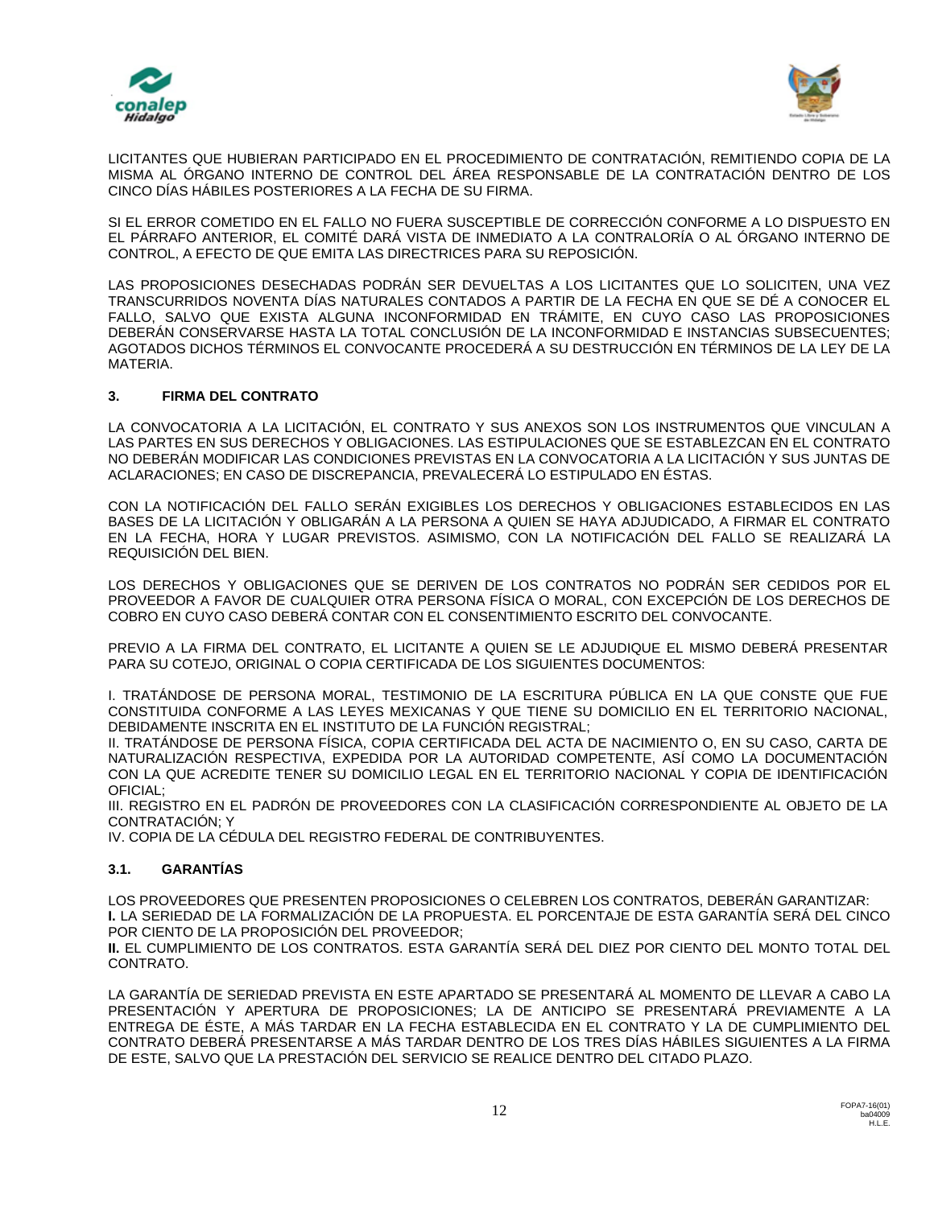LICITANTES QUE HUBIERAN PARTICIPADO EN EL PROCEDIMIENTO DE CONTRATACIÓN, REMITIENDO COPIA DE LA MISMA AL ÓRGANO INTERNO DE CONTROL DEL ÁREA RESPONSABLE DE LA CONTRATACIÓN DENTRO DE LOS CINCO DÍAS HÁBILES POSTERIORES A LA FECHA DE SU FIRMA.

SI EL ERROR COMETIDO EN EL FALLO NO FUERA SUSCEPTIBLE DE CORRECCIÓN CONFORME A LO DISPUESTO EN EL PÁRRAFO ANTERIOR, EL COMITÉ DARÁ VISTA DE INMEDIATO A LA CONTRALORÍA O AL ÓRGANO INTERNO DE CONTROL, A EFECTO DE QUE EMITA LAS DIRECTRICES PARA SU REPOSICIÓN.

LAS PROPOSICIONES DESECHADAS PODRÁN SER DEVUELTAS A LOS LICITANTES QUE LO SOLICITEN, UNA VEZ TRANSCURRIDOS NOVENTA DÍAS NATURALES CONTADOS A PARTIR DE LA FECHA EN QUE SE DÉ A CONOCER EL FALLO, SALVO QUE EXISTA ALGUNA INCONFORMIDAD EN TRÁMITE, EN CUYO CASO LAS PROPOSICIONES DEBERÁN CONSERVARSE HASTA LA TOTAL CONCLUSIÓN DE LA INCONFORMIDAD E INSTANCIAS SUBSECUENTES; AGOTADOS DICHOS TÉRMINOS EL CONVOCANTE PROCEDERÁ A SU DESTRUCCIÓN EN TÉRMINOS DE LA LEY DE LA MATERIA.

## 3. FIRMA DEL CONTRATO

LA CONVOCATORIA A LA LICITACIÓN, EL CONTRATO Y SUS ANEXOS SON LOS INSTRUMENTOS QUE VINCULAN A LAS PARTES EN SUS DERECHOS Y OBLIGACIONES. LAS ESTIPULACIONES QUE SE ESTABLEZCAN EN EL CONTRATO NO DEBERÁN MODIFICAR LAS CONDICIONES PREVISTAS EN LA CONVOCATORIA A LA LICITACIÓN Y SUS JUNTAS DE ACLARACIONES; EN CASO DE DISCREPANCIA, PREVALECERÁ LO ESTIPULADO EN ÉSTAS.

CON LA NOTIFICACIÓN DEL FALLO SERÁN EXIGIBLES LOS DERECHOS Y OBLIGACIONES ESTABLECIDOS EN LAS BASES DE LA LICITACIÓN Y OBLIGARÁN A LA PERSONA A QUIEN SE HAYA ADJUDICADO, A FIRMAR EL CONTRATO EN LA FECHA, HORA Y LUGAR PREVISTOS. ASIMISMO, CON LA NOTIFICACIÓN DEL FALLO SE REALIZARÁ LA REQUISICIÓN DEL BIEN.

LOS DERECHOS Y OBLIGACIONES QUE SE DERIVEN DE LOS CONTRATOS NO PODRÁN SER CEDIDOS POR EL PROVEEDOR A FAVOR DE CUALQUIER OTRA PERSONA FÍSICA O MORAL, CON EXCEPCIÓN DE LOS DERECHOS DE COBRO EN CUYO CASO DEBERÁ CONTAR CON EL CONSENTIMIENTO ESCRITO DEL CONVOCANTE.

PREVIO A LA FIRMA DEL CONTRATO, EL LICITANTE A QUIEN SE LE ADJUDIQUE EL MISMO DEBERÁ PRESENTAR PARA SU COTEJO, ORIGINAL O COPIA CERTIFICADA DE LOS SIGUIENTES DOCUMENTOS:

I. TRATÁNDOSE DE PERSONA MORAL, TESTIMONIO DE LA ESCRITURA PÚBLICA EN LA QUE CONSTE QUE FUE CONSTITUIDA CONFORME A LAS LEYES MEXICANAS Y QUE TIENE SU DOMICILIO EN EL TERRITORIO NACIONAL, DEBIDAMENTE INSCRITA EN EL INSTITUTO DE LA FUNCIÓN REGISTRAL;
II. TRATÁNDOSE DE PERSONA FÍSICA, COPIA CERTIFICADA DEL ACTA DE NACIMIENTO O, EN SU CASO, CARTA DE NATURALIZACIÓN RESPECTIVA, EXPEDIDA POR LA AUTORIDAD COMPETENTE, ASÍ COMO LA DOCUMENTACIÓN CON LA QUE ACREDITE TENER SU DOMICILIO LEGAL EN EL TERRITORIO NACIONAL Y COPIA DE IDENTIFICACIÓN OFICIAL;
III. REGISTRO EN EL PADRÓN DE PROVEEDORES CON LA CLASIFICACIÓN CORRESPONDIENTE AL OBJETO DE LA CONTRATACIÓN; Y
IV. COPIA DE LA CÉDULA DEL REGISTRO FEDERAL DE CONTRIBUYENTES.

### 3.1. GARANTÍAS

LOS PROVEEDORES QUE PRESENTEN PROPOSICIONES O CELEBREN LOS CONTRATOS, DEBERÁN GARANTIZAR:
**I.** LA SERIEDAD DE LA FORMALIZACIÓN DE LA PROPUESTA. EL PORCENTAJE DE ESTA GARANTÍA SERÁ DEL CINCO POR CIENTO DE LA PROPOSICIÓN DEL PROVEEDOR;
**II.** EL CUMPLIMIENTO DE LOS CONTRATOS. ESTA GARANTÍA SERÁ DEL DIEZ POR CIENTO DEL MONTO TOTAL DEL CONTRATO.

LA GARANTÍA DE SERIEDAD PREVISTA EN ESTE APARTADO SE PRESENTARÁ AL MOMENTO DE LLEVAR A CABO LA PRESENTACIÓN Y APERTURA DE PROPOSICIONES; LA DE ANTICIPO SE PRESENTARÁ PREVIAMENTE A LA ENTREGA DE ÉSTE, A MÁS TARDAR EN LA FECHA ESTABLECIDA EN EL CONTRATO Y LA DE CUMPLIMIENTO DEL CONTRATO DEBERÁ PRESENTARSE A MÁS TARDAR DENTRO DE LOS TRES DÍAS HÁBILES SIGUIENTES A LA FIRMA DE ESTE, SALVO QUE LA PRESTACIÓN DEL SERVICIO SE REALICE DENTRO DEL CITADO PLAZO.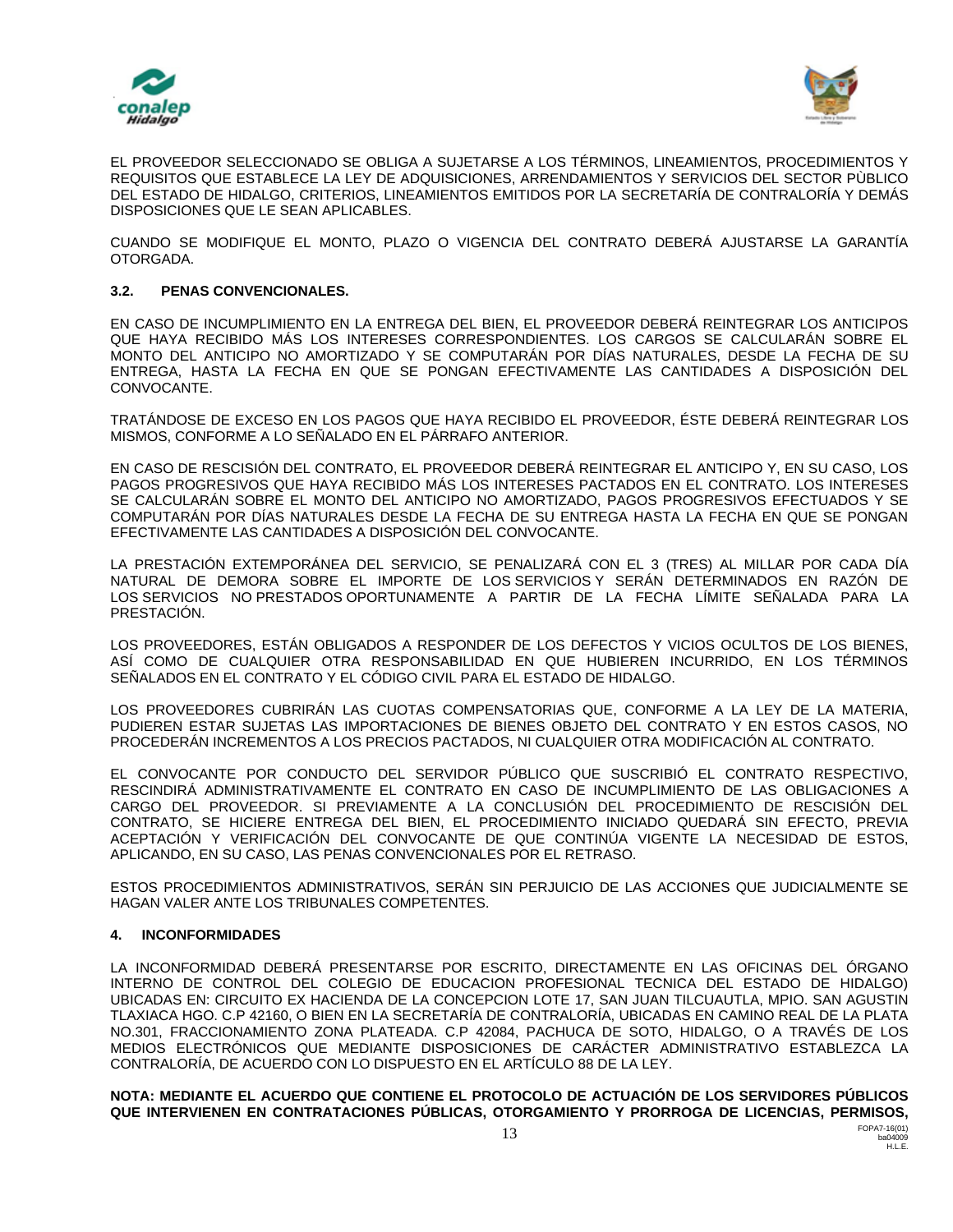EL PROVEEDOR SELECCIONADO SE OBLIGA A SUJETARSE A LOS TÉRMINOS, LINEAMIENTOS, PROCEDIMIENTOS Y REQUISITOS QUE ESTABLECE LA LEY DE ADQUISICIONES, ARRENDAMIENTOS Y SERVICIOS DEL SECTOR PÙBLICO DEL ESTADO DE HIDALGO, CRITERIOS, LINEAMIENTOS EMITIDOS POR LA SECRETARÍA DE CONTRALORÍA Y DEMÁS DISPOSICIONES QUE LE SEAN APLICABLES.

CUANDO SE MODIFIQUE EL MONTO, PLAZO O VIGENCIA DEL CONTRATO DEBERÁ AJUSTARSE LA GARANTÍA OTORGADA.

### 3.2. PENAS CONVENCIONALES.

EN CASO DE INCUMPLIMIENTO EN LA ENTREGA DEL BIEN, EL PROVEEDOR DEBERÁ REINTEGRAR LOS ANTICIPOS QUE HAYA RECIBIDO MÁS LOS INTERESES CORRESPONDIENTES. LOS CARGOS SE CALCULARÁN SOBRE EL MONTO DEL ANTICIPO NO AMORTIZADO Y SE COMPUTARÁN POR DÍAS NATURALES, DESDE LA FECHA DE SU ENTREGA, HASTA LA FECHA EN QUE SE PONGAN EFECTIVAMENTE LAS CANTIDADES A DISPOSICIÓN DEL CONVOCANTE.

TRATÁNDOSE DE EXCESO EN LOS PAGOS QUE HAYA RECIBIDO EL PROVEEDOR, ÉSTE DEBERÁ REINTEGRAR LOS MISMOS, CONFORME A LO SEÑALADO EN EL PÁRRAFO ANTERIOR.

EN CASO DE RESCISIÓN DEL CONTRATO, EL PROVEEDOR DEBERÁ REINTEGRAR EL ANTICIPO Y, EN SU CASO, LOS PAGOS PROGRESIVOS QUE HAYA RECIBIDO MÁS LOS INTERESES PACTADOS EN EL CONTRATO. LOS INTERESES SE CALCULARÁN SOBRE EL MONTO DEL ANTICIPO NO AMORTIZADO, PAGOS PROGRESIVOS EFECTUADOS Y SE COMPUTARÁN POR DÍAS NATURALES DESDE LA FECHA DE SU ENTREGA HASTA LA FECHA EN QUE SE PONGAN EFECTIVAMENTE LAS CANTIDADES A DISPOSICIÓN DEL CONVOCANTE.

LA PRESTACIÓN EXTEMPORÁNEA DEL SERVICIO, SE PENALIZARÁ CON EL 3 (TRES) AL MILLAR POR CADA DÍA NATURAL DE DEMORA SOBRE EL IMPORTE DE LOS SERVICIOS Y SERÁN DETERMINADOS EN RAZÓN DE LOS SERVICIOS NO PRESTADOS OPORTUNAMENTE A PARTIR DE LA FECHA LÍMITE SEÑALADA PARA LA PRESTACIÓN.

LOS PROVEEDORES, ESTÁN OBLIGADOS A RESPONDER DE LOS DEFECTOS Y VICIOS OCULTOS DE LOS BIENES, ASÍ COMO DE CUALQUIER OTRA RESPONSABILIDAD EN QUE HUBIEREN INCURRIDO, EN LOS TÉRMINOS SEÑALADOS EN EL CONTRATO Y EL CÓDIGO CIVIL PARA EL ESTADO DE HIDALGO.

LOS PROVEEDORES CUBRIRÁN LAS CUOTAS COMPENSATORIAS QUE, CONFORME A LA LEY DE LA MATERIA, PUDIEREN ESTAR SUJETAS LAS IMPORTACIONES DE BIENES OBJETO DEL CONTRATO Y EN ESTOS CASOS, NO PROCEDERÁN INCREMENTOS A LOS PRECIOS PACTADOS, NI CUALQUIER OTRA MODIFICACIÓN AL CONTRATO.

EL CONVOCANTE POR CONDUCTO DEL SERVIDOR PÚBLICO QUE SUSCRIBIÓ EL CONTRATO RESPECTIVO, RESCINDIRÁ ADMINISTRATIVAMENTE EL CONTRATO EN CASO DE INCUMPLIMIENTO DE LAS OBLIGACIONES A CARGO DEL PROVEEDOR. SI PREVIAMENTE A LA CONCLUSIÓN DEL PROCEDIMIENTO DE RESCISIÓN DEL CONTRATO, SE HICIERE ENTREGA DEL BIEN, EL PROCEDIMIENTO INICIADO QUEDARÁ SIN EFECTO, PREVIA ACEPTACIÓN Y VERIFICACIÓN DEL CONVOCANTE DE QUE CONTINÚA VIGENTE LA NECESIDAD DE ESTOS, APLICANDO, EN SU CASO, LAS PENAS CONVENCIONALES POR EL RETRASO.

ESTOS PROCEDIMIENTOS ADMINISTRATIVOS, SERÁN SIN PERJUICIO DE LAS ACCIONES QUE JUDICIALMENTE SE HAGAN VALER ANTE LOS TRIBUNALES COMPETENTES.

## 4. INCONFORMIDADES

LA INCONFORMIDAD DEBERÁ PRESENTARSE POR ESCRITO, DIRECTAMENTE EN LAS OFICINAS DEL ÓRGANO INTERNO DE CONTROL DEL COLEGIO DE EDUCACION PROFESIONAL TECNICA DEL ESTADO DE HIDALGO) UBICADAS EN: CIRCUITO EX HACIENDA DE LA CONCEPCION LOTE 17, SAN JUAN TILCUAUTLA, MPIO. SAN AGUSTIN TLAXIACA HGO. C.P 42160, O BIEN EN LA SECRETARÍA DE CONTRALORÍA, UBICADAS EN CAMINO REAL DE LA PLATA NO.301, FRACCIONAMIENTO ZONA PLATEADA. C.P 42084, PACHUCA DE SOTO, HIDALGO, O A TRAVÉS DE LOS MEDIOS ELECTRÓNICOS QUE MEDIANTE DISPOSICIONES DE CARÁCTER ADMINISTRATIVO ESTABLEZCA LA CONTRALORÍA, DE ACUERDO CON LO DISPUESTO EN EL ARTÍCULO 88 DE LA LEY.

**NOTA: MEDIANTE EL ACUERDO QUE CONTIENE EL PROTOCOLO DE ACTUACIÓN DE LOS SERVIDORES PÚBLICOS QUE INTERVIENEN EN CONTRATACIONES PÚBLICAS, OTORGAMIENTO Y PRORROGA DE LICENCIAS, PERMISOS,**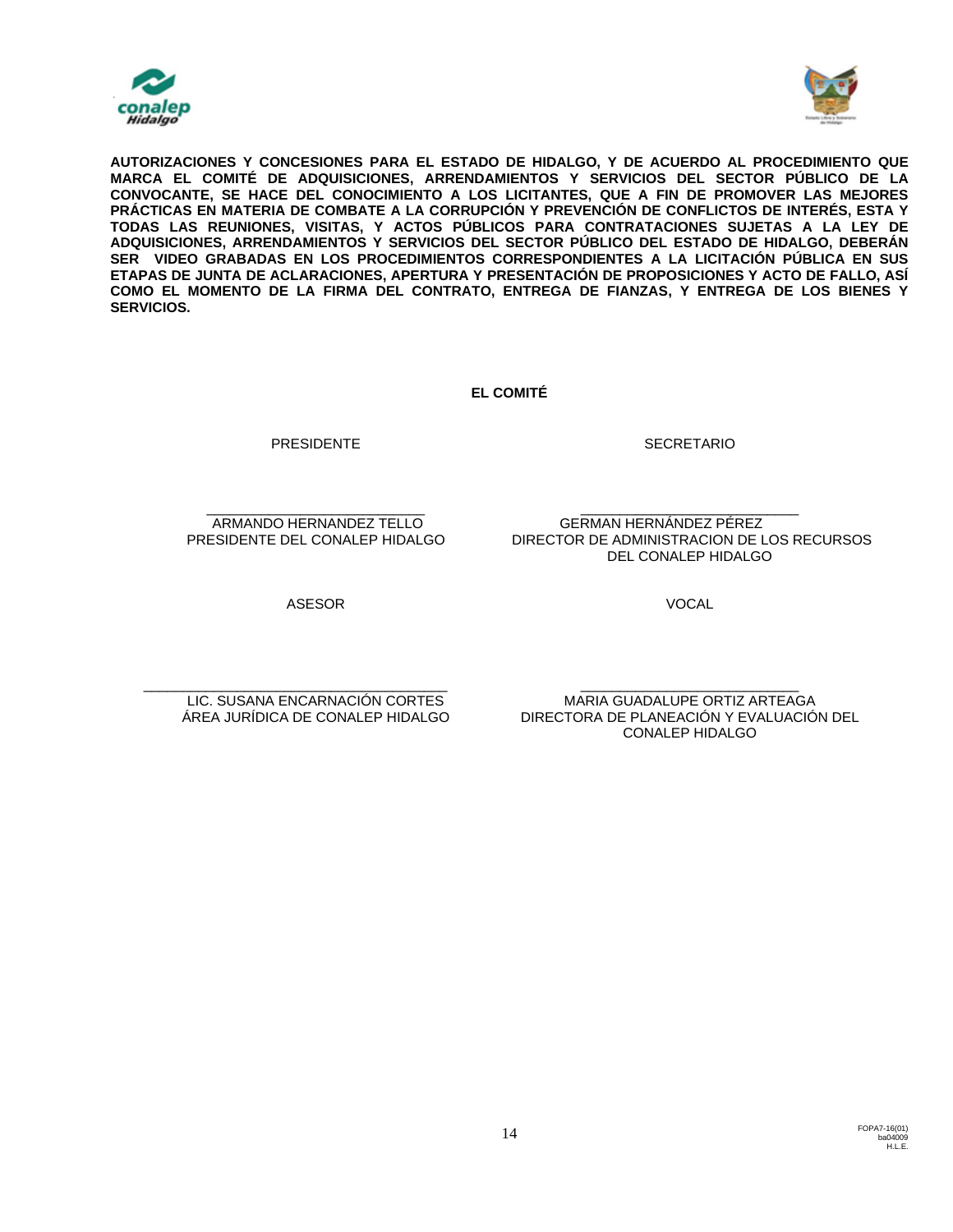**AUTORIZACIONES Y CONCESIONES PARA EL ESTADO DE HIDALGO, Y DE ACUERDO AL PROCEDIMIENTO QUE MARCA EL COMITÉ DE ADQUISICIONES, ARRENDAMIENTOS Y SERVICIOS DEL SECTOR PÚBLICO DE LA CONVOCANTE, SE HACE DEL CONOCIMIENTO A LOS LICITANTES, QUE A FIN DE PROMOVER LAS MEJORES PRÁCTICAS EN MATERIA DE COMBATE A LA CORRUPCIÓN Y PREVENCIÓN DE CONFLICTOS DE INTERÉS, ESTA Y TODAS LAS REUNIONES, VISITAS, Y ACTOS PÚBLICOS PARA CONTRATACIONES SUJETAS A LA LEY DE ADQUISICIONES, ARRENDAMIENTOS Y SERVICIOS DEL SECTOR PÚBLICO DEL ESTADO DE HIDALGO, DEBERÁN SER VIDEO GRABADAS EN LOS PROCEDIMIENTOS CORRESPONDIENTES A LA LICITACIÓN PÚBLICA EN SUS ETAPAS DE JUNTA DE ACLARACIONES, APERTURA Y PRESENTACIÓN DE PROPOSICIONES Y ACTO DE FALLO, ASÍ COMO EL MOMENTO DE LA FIRMA DEL CONTRATO, ENTREGA DE FIANZAS, Y ENTREGA DE LOS BIENES Y SERVICIOS.**

**EL COMITÉ**

| PRESIDENTE | SECRETARIO |
|---|---|
| \_\_\_\_\_\_\_\_\_\_\_\_\_\_\_\_\_\_\_\_\_\_\_\_\_\_<br>ARMANDO HERNANDEZ TELLO<br>PRESIDENTE DEL CONALEP HIDALGO | \_\_\_\_\_\_\_\_\_\_\_\_\_\_\_\_\_\_\_\_\_\_\_\_\_\_<br>GERMAN HERNÁNDEZ PÉREZ<br>DIRECTOR DE ADMINISTRACION DE LOS RECURSOS DEL CONALEP HIDALGO |
| ASESOR | VOCAL |
| \_\_\_\_\_\_\_\_\_\_\_\_\_\_\_\_\_\_\_\_\_\_\_\_\_\_\_\_\_\_\_\_\_\_\_\_\_<br>LIC. SUSANA ENCARNACIÓN CORTES<br>ÁREA JURÍDICA DE CONALEP HIDALGO | \_\_\_\_\_\_\_\_\_\_\_\_\_\_\_\_\_\_\_\_\_\_\_\_\_\_<br>MARIA GUADALUPE ORTIZ ARTEAGA<br>DIRECTORA DE PLANEACIÓN Y EVALUACIÓN DEL CONALEP HIDALGO |

FOPA7-16(01)
ba04009
H.L.E.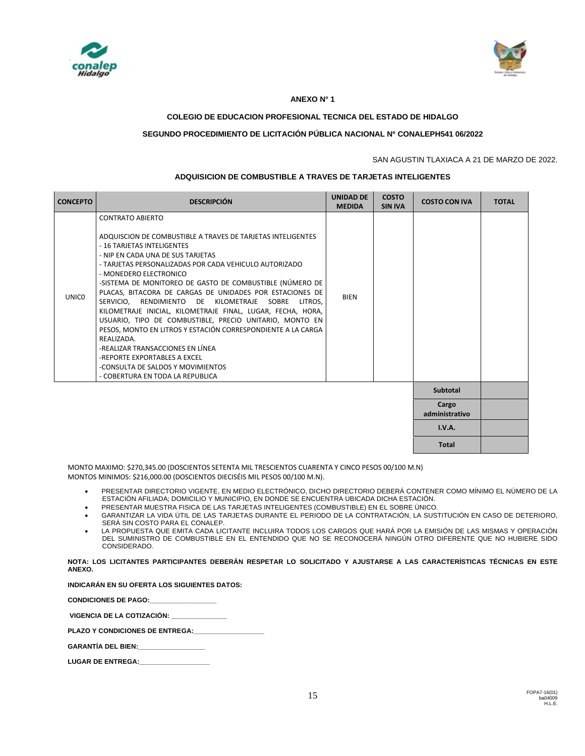**ANEXO N° 1**

**COLEGIO DE EDUCACION PROFESIONAL TECNICA DEL ESTADO DE HIDALGO**

**SEGUNDO PROCEDIMIENTO DE LICITACIÓN PÚBLICA NACIONAL Nº CONALEPH541 06/2022**

SAN AGUSTIN TLAXIACA A 21 DE MARZO DE 2022.

**ADQUISICION DE COMBUSTIBLE A TRAVES DE TARJETAS INTELIGENTES**

| CONCEPTO | DESCRIPCIÓN | UNIDAD DE MEDIDA | COSTO SIN IVA | COSTO CON IVA | TOTAL |
|---|---|---|---|---|---|
| UNICO | CONTRATO ABIERTO<br><br>ADQUISCION DE COMBUSTIBLE A TRAVES DE TARJETAS INTELIGENTES<br>- 16 TARJETAS INTELIGENTES<br>- NIP EN CADA UNA DE SUS TARJETAS<br>- TARJETAS PERSONALIZADAS POR CADA VEHICULO AUTORIZADO<br>- MONEDERO ELECTRONICO<br>-SISTEMA DE MONITOREO DE GASTO DE COMBUSTIBLE (NÚMERO DE PLACAS, BITACORA DE CARGAS DE UNIDADES POR ESTACIONES DE SERVICIO, RENDIMIENTO DE KILOMETRAJE SOBRE LITROS, KILOMETRAJE INICIAL, KILOMETRAJE FINAL, LUGAR, FECHA, HORA, USUARIO, TIPO DE COMBUSTIBLE, PRECIO UNITARIO, MONTO EN PESOS, MONTO EN LITROS Y ESTACIÓN CORRESPONDIENTE A LA CARGA REALIZADA.<br>-REALIZAR TRANSACCIONES EN LÍNEA<br>-REPORTE EXPORTABLES A EXCEL<br>-CONSULTA DE SALDOS Y MOVIMIENTOS<br>- COBERTURA EN TODA LA REPUBLICA | BIEN | | | |
| | | | | **Subtotal** | |
| | | | | **Cargo administrativo** | |
| | | | | **I.V.A.** | |
| | | | | **Total** | |

MONTO MAXIMO: $270,345.00 (DOSCIENTOS SETENTA MIL TRESCIENTOS CUARENTA Y CINCO PESOS 00/100 M.N)
MONTOS MINIMOS: $216,000.00 (DOSCIENTOS DIECISÉIS MIL PESOS 00/100 M.N).

- PRESENTAR DIRECTORIO VIGENTE, EN MEDIO ELECTRÓNICO, DICHO DIRECTORIO DEBERÁ CONTENER COMO MÍNIMO EL NÚMERO DE LA ESTACIÓN AFILIADA; DOMICILIO Y MUNICIPIO, EN DONDE SE ENCUENTRA UBICADA DICHA ESTACIÓN.
- PRESENTAR MUESTRA FISICA DE LAS TARJETAS INTELIGENTES (COMBUSTIBLE) EN EL SOBRE ÚNICO.
- GARANTIZAR LA VIDA ÚTIL DE LAS TARJETAS DURANTE EL PERIODO DE LA CONTRATACIÓN, LA SUSTITUCIÓN EN CASO DE DETERIORO, SERÁ SIN COSTO PARA EL CONALEP.
- LA PROPUESTA QUE EMITA CADA LICITANTE INCLUIRA TODOS LOS CARGOS QUE HARÁ POR LA EMISIÓN DE LAS MISMAS Y OPERACIÓN DEL SUMINISTRO DE COMBUSTIBLE EN EL ENTENDIDO QUE NO SE RECONOCERÁ NINGÚN OTRO DIFERENTE QUE NO HUBIERE SIDO CONSIDERADO.

**NOTA: LOS LICITANTES PARTICIPANTES DEBERÁN RESPETAR LO SOLICITADO Y AJUSTARSE A LAS CARACTERÍSTICAS TÉCNICAS EN ESTE ANEXO.**

**INDICARÁN EN SU OFERTA LOS SIGUIENTES DATOS:**

**CONDICIONES DE PAGO:_________________**

**VIGENCIA DE LA COTIZACIÓN: ______________**

**PLAZO Y CONDICIONES DE ENTREGA:__________________**

**GARANTÍA DEL BIEN:_________________**

**LUGAR DE ENTREGA:__________________**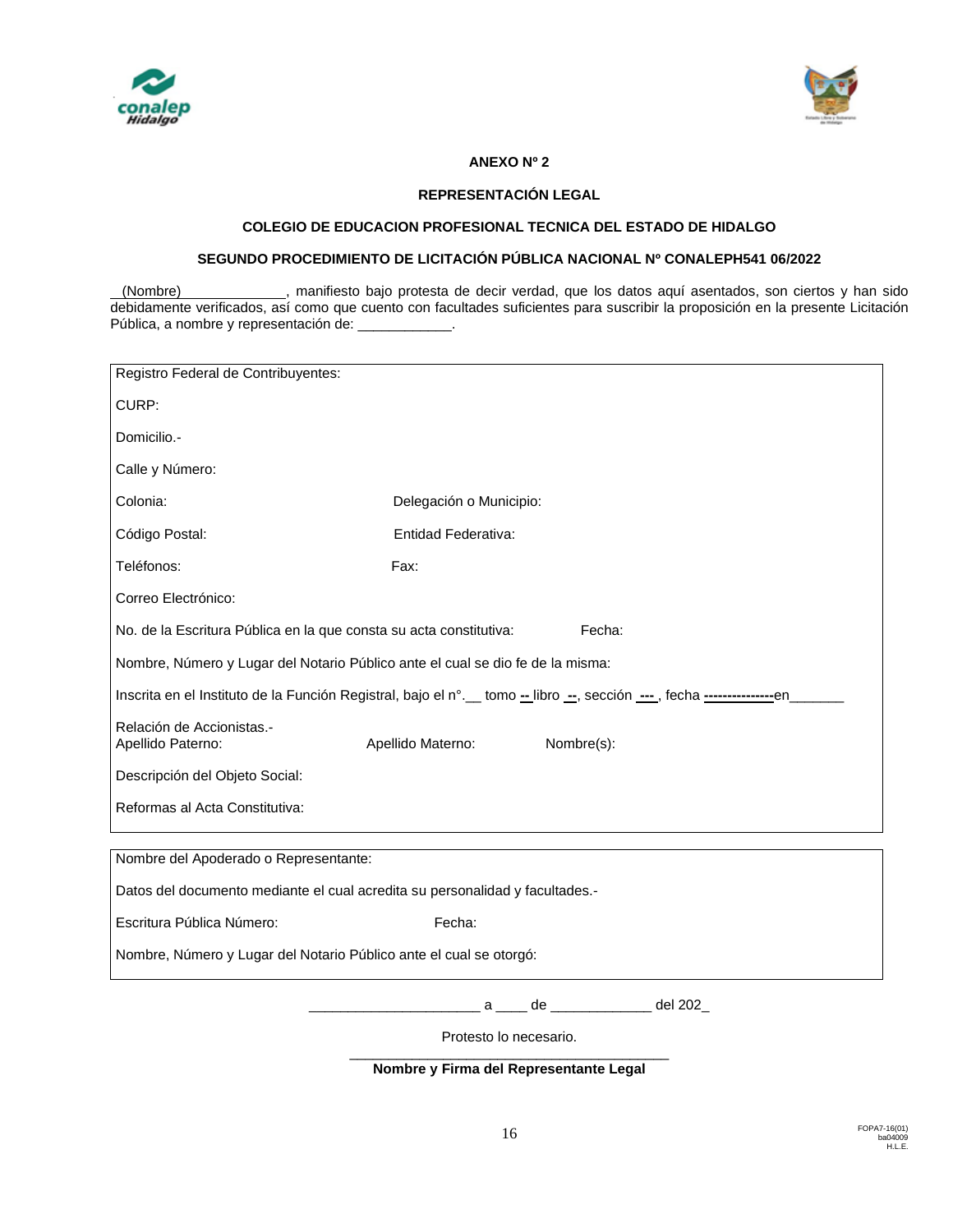**ANEXO Nº 2**

**REPRESENTACIÓN LEGAL**

**COLEGIO DE EDUCACION PROFESIONAL TECNICA DEL ESTADO DE HIDALGO**

**SEGUNDO PROCEDIMIENTO DE LICITACIÓN PÚBLICA NACIONAL Nº CONALEPH541 06/2022**

(Nombre)_____________, manifiesto bajo protesta de decir verdad, que los datos aquí asentados, son ciertos y han sido debidamente verificados, así como que cuento con facultades suficientes para suscribir la proposición en la presente Licitación Pública, a nombre y representación de: ____________.

Registro Federal de Contribuyentes:

CURP:

Domicilio.-

Calle y Número:

Colonia: Delegación o Municipio:

Código Postal: Entidad Federativa:

Teléfonos: Fax:

Correo Electrónico:

No. de la Escritura Pública en la que consta su acta constitutiva: Fecha:

Nombre, Número y Lugar del Notario Público ante el cual se dio fe de la misma:

Inscrita en el Instituto de la Función Registral, bajo el n°.__ tomo -- libro --, sección ---, fecha ---------------en_______

Relación de Accionistas.-
Apellido Paterno: Apellido Materno: Nombre(s):

Descripción del Objeto Social:

Reformas al Acta Constitutiva:

---

Nombre del Apoderado o Representante:

Datos del documento mediante el cual acredita su personalidad y facultades.-

Escritura Pública Número: Fecha:

Nombre, Número y Lugar del Notario Público ante el cual se otorgó:

---

______________________ a ____ de _____________ del 202_

Protesto lo necesario.

_____________________________________________

**Nombre y Firma del Representante Legal**

FOPA7-16(01)
ba04009
H.L.E.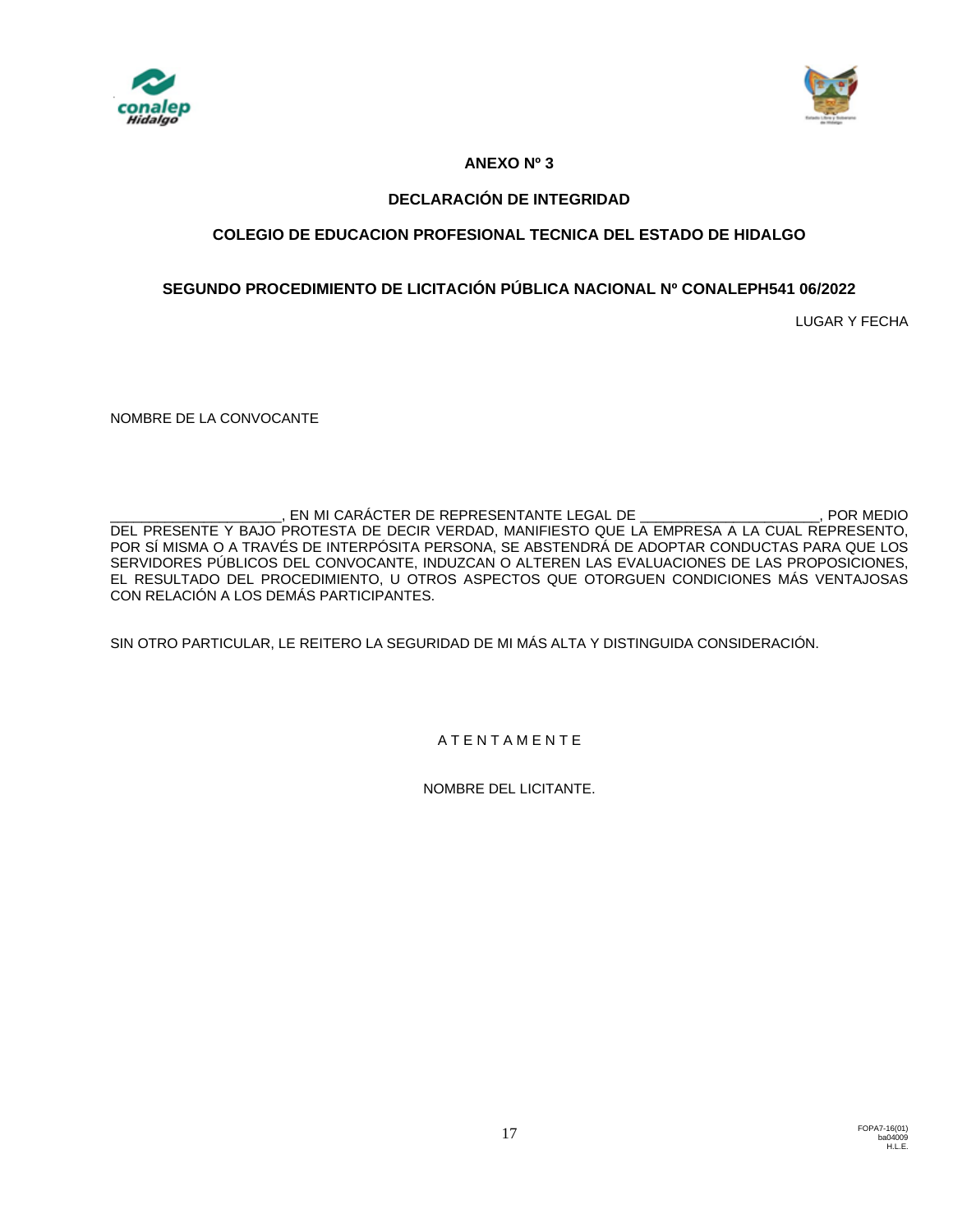**ANEXO Nº 3**

**DECLARACIÓN DE INTEGRIDAD**

**COLEGIO DE EDUCACION PROFESIONAL TECNICA DEL ESTADO DE HIDALGO**

**SEGUNDO PROCEDIMIENTO DE LICITACIÓN PÚBLICA NACIONAL Nº CONALEPH541 06/2022**

LUGAR Y FECHA

NOMBRE DE LA CONVOCANTE

______________________, EN MI CARÁCTER DE REPRESENTANTE LEGAL DE ________________________, POR MEDIO DEL PRESENTE Y BAJO PROTESTA DE DECIR VERDAD, MANIFIESTO QUE LA EMPRESA A LA CUAL REPRESENTO, POR SÍ MISMA O A TRAVÉS DE INTERPÓSITA PERSONA, SE ABSTENDRÁ DE ADOPTAR CONDUCTAS PARA QUE LOS SERVIDORES PÚBLICOS DEL CONVOCANTE, INDUZCAN O ALTEREN LAS EVALUACIONES DE LAS PROPOSICIONES, EL RESULTADO DEL PROCEDIMIENTO, U OTROS ASPECTOS QUE OTORGUEN CONDICIONES MÁS VENTAJOSAS CON RELACIÓN A LOS DEMÁS PARTICIPANTES.

SIN OTRO PARTICULAR, LE REITERO LA SEGURIDAD DE MI MÁS ALTA Y DISTINGUIDA CONSIDERACIÓN.

A T E N T A M E N T E

NOMBRE DEL LICITANTE.

FOPA7-16(01)
ba04009
H.L.E.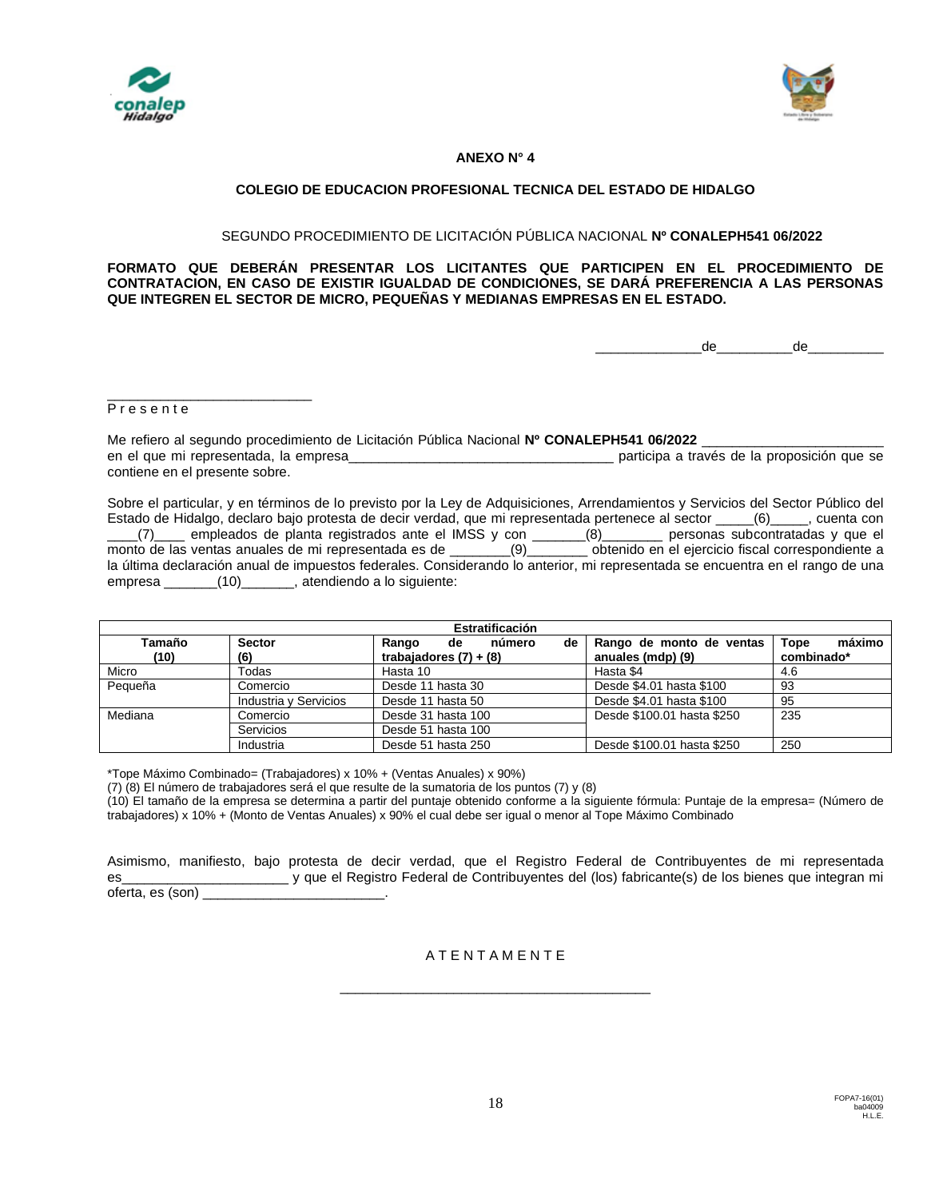**ANEXO N° 4**

**COLEGIO DE EDUCACION PROFESIONAL TECNICA DEL ESTADO DE HIDALGO**

SEGUNDO PROCEDIMIENTO DE LICITACIÓN PÚBLICA NACIONAL **Nº CONALEPH541 06/2022**

**FORMATO QUE DEBERÁN PRESENTAR LOS LICITANTES QUE PARTICIPEN EN EL PROCEDIMIENTO DE CONTRATACION, EN CASO DE EXISTIR IGUALDAD DE CONDICIONES, SE DARÁ PREFERENCIA A LAS PERSONAS QUE INTEGREN EL SECTOR DE MICRO, PEQUEÑAS Y MEDIANAS EMPRESAS EN EL ESTADO.**

______________de__________de__________

___________________________
P r e s e n t e

Me refiero al segundo procedimiento de Licitación Pública Nacional **Nº CONALEPH541 06/2022** ________________________ en el que mi representada, la empresa___________________________________ participa a través de la proposición que se contiene en el presente sobre.

Sobre el particular, y en términos de lo previsto por la Ley de Adquisiciones, Arrendamientos y Servicios del Sector Público del Estado de Hidalgo, declaro bajo protesta de decir verdad, que mi representada pertenece al sector _____(6)_____, cuenta con ____(7)____ empleados de planta registrados ante el IMSS y con _______(8)________ personas subcontratadas y que el monto de las ventas anuales de mi representada es de ________(9)________ obtenido en el ejercicio fiscal correspondiente a la última declaración anual de impuestos federales. Considerando lo anterior, mi representada se encuentra en el rango de una empresa _______(10)_______, atendiendo a lo siguiente:

| **Estratificación** | | | | |
|---|---|---|---|---|
| **Tamaño (10)** | **Sector (6)** | **Rango de número de trabajadores (7) + (8)** | **Rango de monto de ventas anuales (mdp) (9)** | **Tope máximo combinado*** |
| Micro | Todas | Hasta 10 | Hasta $4 | 4.6 |
| Pequeña | Comercio | Desde 11 hasta 30 | Desde $4.01 hasta $100 | 93 |
| | Industria y Servicios | Desde 11 hasta 50 | Desde $4.01 hasta $100 | 95 |
| Mediana | Comercio | Desde 31 hasta 100 | Desde $100.01 hasta $250 | 235 |
| | Servicios | Desde 51 hasta 100 | | |
| | Industria | Desde 51 hasta 250 | Desde $100.01 hasta $250 | 250 |

*Tope Máximo Combinado= (Trabajadores) x 10% + (Ventas Anuales) x 90%)

(7) (8) El número de trabajadores será el que resulte de la sumatoria de los puntos (7) y (8)

(10) El tamaño de la empresa se determina a partir del puntaje obtenido conforme a la siguiente fórmula: Puntaje de la empresa= (Número de trabajadores) x 10% + (Monto de Ventas Anuales) x 90% el cual debe ser igual o menor al Tope Máximo Combinado

Asimismo, manifiesto, bajo protesta de decir verdad, que el Registro Federal de Contribuyentes de mi representada es______________________ y que el Registro Federal de Contribuyentes del (los) fabricante(s) de los bienes que integran mi oferta, es (son) ________________________.

A T E N T A M E N T E

________________________________________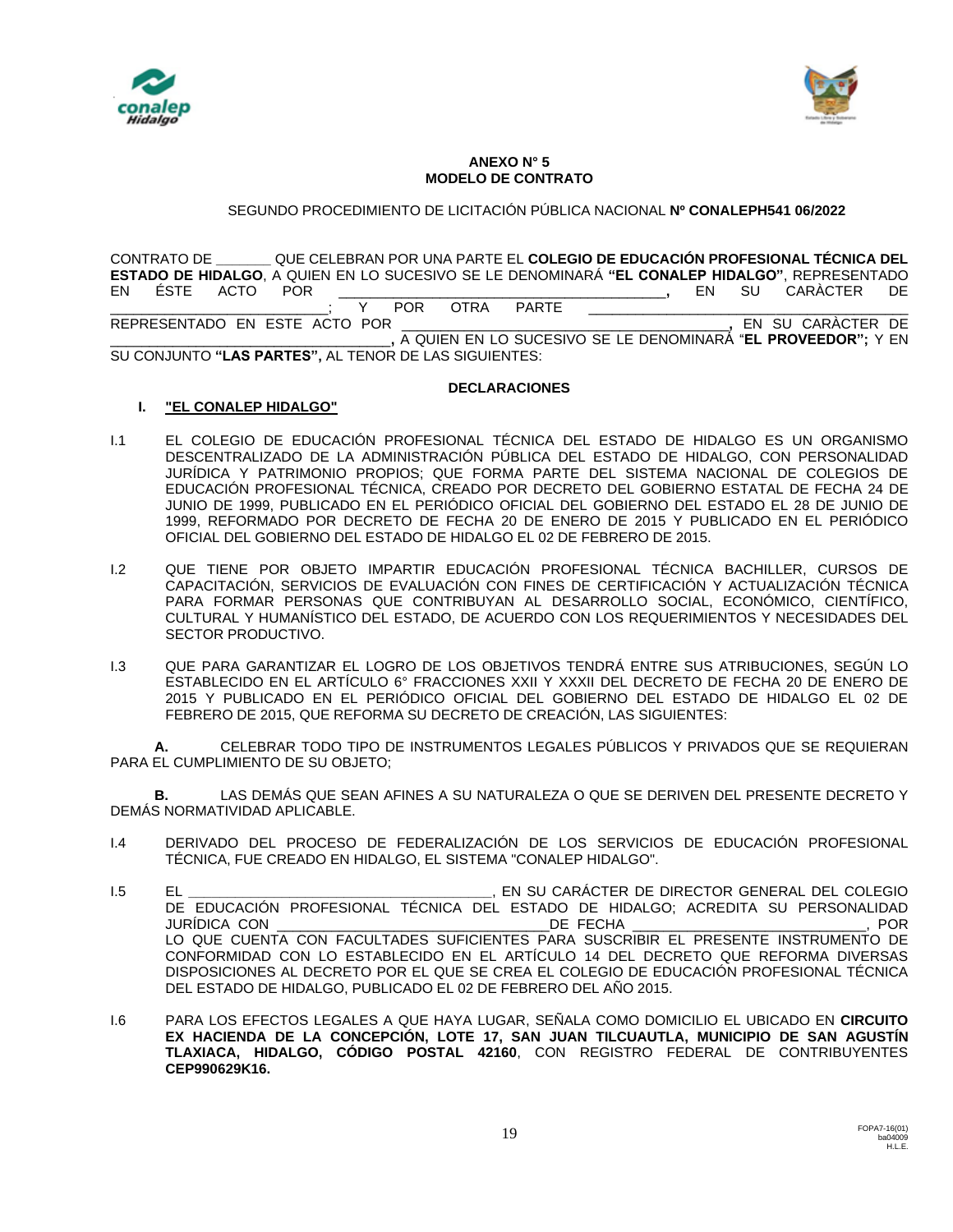**ANEXO N° 5**
**MODELO DE CONTRATO**

SEGUNDO PROCEDIMIENTO DE LICITACIÓN PÚBLICA NACIONAL **Nº CONALEPH541 06/2022**

CONTRATO DE _______ QUE CELEBRAN POR UNA PARTE EL **COLEGIO DE EDUCACIÓN PROFESIONAL TÉCNICA DEL ESTADO DE HIDALGO**, A QUIEN EN LO SUCESIVO SE LE DENOMINARÁ **"EL CONALEP HIDALGO"**, REPRESENTADO EN ÉSTE ACTO POR _________________________________________**,** EN SU CARÁCTER DE ____________________________; Y POR OTRA PARTE _________________________________________ REPRESENTADO EN ESTE ACTO POR _________________________________________**,** EN SU CARÀCTER DE ____________________________________**,** A QUIEN EN LO SUCESIVO SE LE DENOMINARÁ "**EL PROVEEDOR";** Y EN SU CONJUNTO **"LAS PARTES",** AL TENOR DE LAS SIGUIENTES:

**DECLARACIONES**

**I. "EL CONALEP HIDALGO"**

I.1 EL COLEGIO DE EDUCACIÓN PROFESIONAL TÉCNICA DEL ESTADO DE HIDALGO ES UN ORGANISMO DESCENTRALIZADO DE LA ADMINISTRACIÓN PÚBLICA DEL ESTADO DE HIDALGO, CON PERSONALIDAD JURÍDICA Y PATRIMONIO PROPIOS; QUE FORMA PARTE DEL SISTEMA NACIONAL DE COLEGIOS DE EDUCACIÓN PROFESIONAL TÉCNICA, CREADO POR DECRETO DEL GOBIERNO ESTATAL DE FECHA 24 DE JUNIO DE 1999, PUBLICADO EN EL PERIÓDICO OFICIAL DEL GOBIERNO DEL ESTADO EL 28 DE JUNIO DE 1999, REFORMADO POR DECRETO DE FECHA 20 DE ENERO DE 2015 Y PUBLICADO EN EL PERIÓDICO OFICIAL DEL GOBIERNO DEL ESTADO DE HIDALGO EL 02 DE FEBRERO DE 2015.

I.2 QUE TIENE POR OBJETO IMPARTIR EDUCACIÓN PROFESIONAL TÉCNICA BACHILLER, CURSOS DE CAPACITACIÓN, SERVICIOS DE EVALUACIÓN CON FINES DE CERTIFICACIÓN Y ACTUALIZACIÓN TÉCNICA PARA FORMAR PERSONAS QUE CONTRIBUYAN AL DESARROLLO SOCIAL, ECONÓMICO, CIENTÍFICO, CULTURAL Y HUMANÍSTICO DEL ESTADO, DE ACUERDO CON LOS REQUERIMIENTOS Y NECESIDADES DEL SECTOR PRODUCTIVO.

I.3 QUE PARA GARANTIZAR EL LOGRO DE LOS OBJETIVOS TENDRÁ ENTRE SUS ATRIBUCIONES, SEGÚN LO ESTABLECIDO EN EL ARTÍCULO 6° FRACCIONES XXII Y XXXII DEL DECRETO DE FECHA 20 DE ENERO DE 2015 Y PUBLICADO EN EL PERIÓDICO OFICIAL DEL GOBIERNO DEL ESTADO DE HIDALGO EL 02 DE FEBRERO DE 2015, QUE REFORMA SU DECRETO DE CREACIÓN, LAS SIGUIENTES:

**A.** CELEBRAR TODO TIPO DE INSTRUMENTOS LEGALES PÚBLICOS Y PRIVADOS QUE SE REQUIERAN PARA EL CUMPLIMIENTO DE SU OBJETO;

**B.** LAS DEMÁS QUE SEAN AFINES A SU NATURALEZA O QUE SE DERIVEN DEL PRESENTE DECRETO Y DEMÁS NORMATIVIDAD APLICABLE.

I.4 DERIVADO DEL PROCESO DE FEDERALIZACIÓN DE LOS SERVICIOS DE EDUCACIÓN PROFESIONAL TÉCNICA, FUE CREADO EN HIDALGO, EL SISTEMA "CONALEP HIDALGO".

I.5 EL ______________________________________, EN SU CARÁCTER DE DIRECTOR GENERAL DEL COLEGIO DE EDUCACIÓN PROFESIONAL TÉCNICA DEL ESTADO DE HIDALGO; ACREDITA SU PERSONALIDAD JURÍDICA CON __________________________________DE FECHA _____________________________, POR LO QUE CUENTA CON FACULTADES SUFICIENTES PARA SUSCRIBIR EL PRESENTE INSTRUMENTO DE CONFORMIDAD CON LO ESTABLECIDO EN EL ARTÍCULO 14 DEL DECRETO QUE REFORMA DIVERSAS DISPOSICIONES AL DECRETO POR EL QUE SE CREA EL COLEGIO DE EDUCACIÓN PROFESIONAL TÉCNICA DEL ESTADO DE HIDALGO, PUBLICADO EL 02 DE FEBRERO DEL AÑO 2015.

I.6 PARA LOS EFECTOS LEGALES A QUE HAYA LUGAR, SEÑALA COMO DOMICILIO EL UBICADO EN **CIRCUITO EX HACIENDA DE LA CONCEPCIÓN, LOTE 17, SAN JUAN TILCUAUTLA, MUNICIPIO DE SAN AGUSTÍN TLAXIACA, HIDALGO, CÓDIGO POSTAL 42160**, CON REGISTRO FEDERAL DE CONTRIBUYENTES **CEP990629K16.**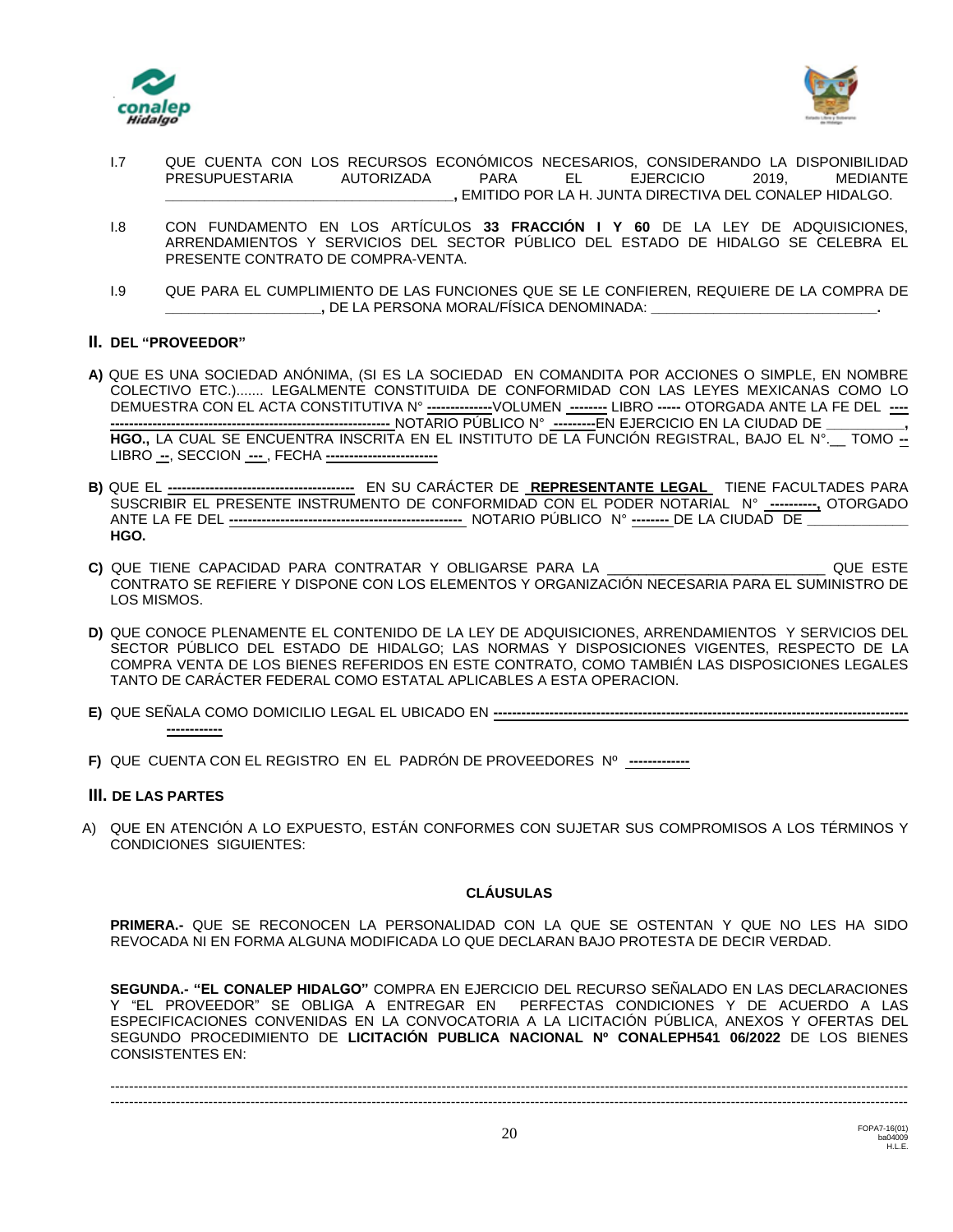I.7 QUE CUENTA CON LOS RECURSOS ECONÓMICOS NECESARIOS, CONSIDERANDO LA DISPONIBILIDAD PRESUPUESTARIA AUTORIZADA PARA EL EJERCICIO 2019, MEDIANTE **_____________________________________,** EMITIDO POR LA H. JUNTA DIRECTIVA DEL CONALEP HIDALGO.

I.8 CON FUNDAMENTO EN LOS ARTÍCULOS **33 FRACCIÓN I Y 60** DE LA LEY DE ADQUISICIONES, ARRENDAMIENTOS Y SERVICIOS DEL SECTOR PÚBLICO DEL ESTADO DE HIDALGO SE CELEBRA EL PRESENTE CONTRATO DE COMPRA-VENTA.

I.9 QUE PARA EL CUMPLIMIENTO DE LAS FUNCIONES QUE SE LE CONFIEREN, REQUIERE DE LA COMPRA DE **____________________,** DE LA PERSONA MORAL/FÍSICA DENOMINADA: **______________________________.**

## II. DEL "PROVEEDOR"

**A)** QUE ES UNA SOCIEDAD ANÓNIMA, (SI ES LA SOCIEDAD EN COMANDITA POR ACCIONES O SIMPLE, EN NOMBRE COLECTIVO ETC.)....... LEGALMENTE CONSTITUIDA DE CONFORMIDAD CON LAS LEYES MEXICANAS COMO LO DEMUESTRA CON EL ACTA CONSTITUTIVA N° **--------------**VOLUMEN **--------** LIBRO **-----** OTORGADA ANTE LA FE DEL **---- ------------------------------------------------------------** NOTARIO PÚBLICO N° **---------**EN EJERCICIO EN LA CIUDAD DE __________, **HGO.,** LA CUAL SE ENCUENTRA INSCRITA EN EL INSTITUTO DE LA FUNCIÓN REGISTRAL, BAJO EL N°.__ TOMO **--** LIBRO **--**, SECCION **---** , FECHA **-----------------------**

**B)** QUE EL **----------------------------------------** EN SU CARÁCTER DE **REPRESENTANTE LEGAL** TIENE FACULTADES PARA SUSCRIBIR EL PRESENTE INSTRUMENTO DE CONFORMIDAD CON EL PODER NOTARIAL N° **----------,** OTORGADO ANTE LA FE DEL **--------------------------------------------------** NOTARIO PÚBLICO N° **--------** DE LA CIUDAD DE _____________ **HGO.**

**C)** QUE TIENE CAPACIDAD PARA CONTRATAR Y OBLIGARSE PARA LA ___________________________ QUE ESTE CONTRATO SE REFIERE Y DISPONE CON LOS ELEMENTOS Y ORGANIZACIÓN NECESARIA PARA EL SUMINISTRO DE LOS MISMOS.

**D)** QUE CONOCE PLENAMENTE EL CONTENIDO DE LA LEY DE ADQUISICIONES, ARRENDAMIENTOS Y SERVICIOS DEL SECTOR PÚBLICO DEL ESTADO DE HIDALGO; LAS NORMAS Y DISPOSICIONES VIGENTES, RESPECTO DE LA COMPRA VENTA DE LOS BIENES REFERIDOS EN ESTE CONTRATO, COMO TAMBIÉN LAS DISPOSICIONES LEGALES TANTO DE CARÁCTER FEDERAL COMO ESTATAL APLICABLES A ESTA OPERACION.

**E)** QUE SEÑALA COMO DOMICILIO LEGAL EL UBICADO EN **------------------------------------------------------------------------------------- ------------**

**F)** QUE CUENTA CON EL REGISTRO EN EL PADRÓN DE PROVEEDORES Nº **------------**

## III. DE LAS PARTES

A) QUE EN ATENCIÓN A LO EXPUESTO, ESTÁN CONFORMES CON SUJETAR SUS COMPROMISOS A LOS TÉRMINOS Y CONDICIONES SIGUIENTES:

### CLÁUSULAS

**PRIMERA.-** QUE SE RECONOCEN LA PERSONALIDAD CON LA QUE SE OSTENTAN Y QUE NO LES HA SIDO REVOCADA NI EN FORMA ALGUNA MODIFICADA LO QUE DECLARAN BAJO PROTESTA DE DECIR VERDAD.

**SEGUNDA.- "EL CONALEP HIDALGO"** COMPRA EN EJERCICIO DEL RECURSO SEÑALADO EN LAS DECLARACIONES Y "EL PROVEEDOR" SE OBLIGA A ENTREGAR EN PERFECTAS CONDICIONES Y DE ACUERDO A LAS ESPECIFICACIONES CONVENIDAS EN LA CONVOCATORIA A LA LICITACIÓN PÚBLICA, ANEXOS Y OFERTAS DEL SEGUNDO PROCEDIMIENTO DE **LICITACIÓN PUBLICA NACIONAL Nº CONALEPH541 06/2022** DE LOS BIENES CONSISTENTES EN:

------------------------------------------------------------------------------------------------------------------------------------------------------------

------------------------------------------------------------------------------------------------------------------------------------------------------------

FOPA7-16(01)
ba04009
H.L.E.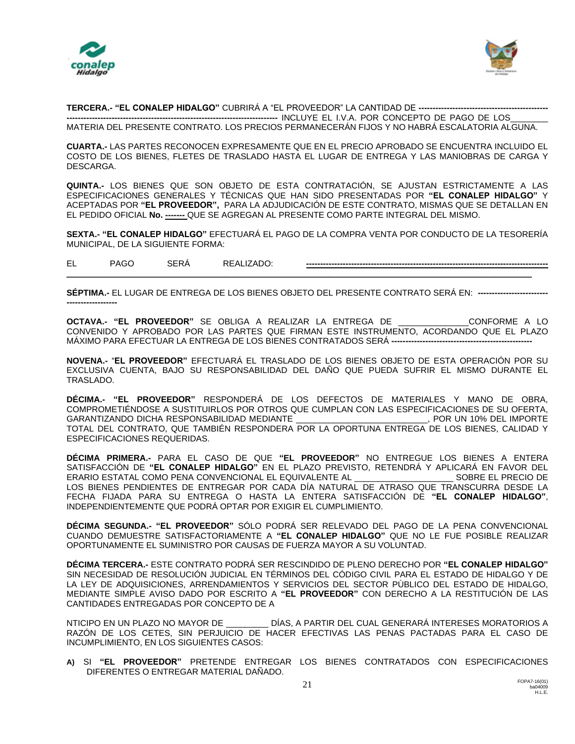**TERCERA.- "EL CONALEP HIDALGO"** CUBRIRÁ A "EL PROVEEDOR" LA CANTIDAD DE **---------------------------------------------- --------------------------------------------------------------------------** INCLUYE EL I.V.A. POR CONCEPTO DE PAGO DE LOS________ MATERIA DEL PRESENTE CONTRATO. LOS PRECIOS PERMANECERÁN FIJOS Y NO HABRÁ ESCALATORIA ALGUNA.

**CUARTA.-** LAS PARTES RECONOCEN EXPRESAMENTE QUE EN EL PRECIO APROBADO SE ENCUENTRA INCLUIDO EL COSTO DE LOS BIENES, FLETES DE TRASLADO HASTA EL LUGAR DE ENTREGA Y LAS MANIOBRAS DE CARGA Y DESCARGA.

**QUINTA.-** LOS BIENES QUE SON OBJETO DE ESTA CONTRATACIÓN, SE AJUSTAN ESTRICTAMENTE A LAS ESPECIFICACIONES GENERALES Y TÉCNICAS QUE HAN SIDO PRESENTADAS POR **"EL CONALEP HIDALGO"** Y ACEPTADAS POR **"EL PROVEEDOR",** PARA LA ADJUDICACIÓN DE ESTE CONTRATO, MISMAS QUE SE DETALLAN EN EL PEDIDO OFICIAL **No. -------** QUE SE AGREGAN AL PRESENTE COMO PARTE INTEGRAL DEL MISMO.

**SEXTA.- "EL CONALEP HIDALGO"** EFECTUARÁ EL PAGO DE LA COMPRA VENTA POR CONDUCTO DE LA TESORERÍA MUNICIPAL, DE LA SIGUIENTE FORMA:

EL PAGO SERÁ REALIZADO: **--------------------------------------------------------------------------------**
_______________________________________________________________________________________________

**SÉPTIMA.-** EL LUGAR DE ENTREGA DE LOS BIENES OBJETO DEL PRESENTE CONTRATO SERÁ EN: **------------------------- ------------------**

**OCTAVA.- "EL PROVEEDOR"** SE OBLIGA A REALIZAR LA ENTREGA DE _______________CONFORME A LO CONVENIDO Y APROBADO POR LAS PARTES QUE FIRMAN ESTE INSTRUMENTO, ACORDANDO QUE EL PLAZO MÁXIMO PARA EFECTUAR LA ENTREGA DE LOS BIENES CONTRATADOS SERÁ **--------------------------------------------------**

**NOVENA.-** "**EL PROVEEDOR"** EFECTUARÁ EL TRASLADO DE LOS BIENES OBJETO DE ESTA OPERACIÓN POR SU EXCLUSIVA CUENTA, BAJO SU RESPONSABILIDAD DEL DAÑO QUE PUEDA SUFRIR EL MISMO DURANTE EL TRASLADO.

**DÉCIMA.- "EL PROVEEDOR"** RESPONDERÁ DE LOS DEFECTOS DE MATERIALES Y MANO DE OBRA, COMPROMETIÉNDOSE A SUSTITUIRLOS POR OTROS QUE CUMPLAN CON LAS ESPECIFICACIONES DE SU OFERTA, GARANTIZANDO DICHA RESPONSABILIDAD MEDIANTE ____________________________, POR UN 10% DEL IMPORTE TOTAL DEL CONTRATO, QUE TAMBIÉN RESPONDERA POR LA OPORTUNA ENTREGA DE LOS BIENES, CALIDAD Y ESPECIFICACIONES REQUERIDAS.

**DÉCIMA PRIMERA.-** PARA EL CASO DE QUE **"EL PROVEEDOR"** NO ENTREGUE LOS BIENES A ENTERA SATISFACCIÓN DE **"EL CONALEP HIDALGO"** EN EL PLAZO PREVISTO, RETENDRÁ Y APLICARÁ EN FAVOR DEL ERARIO ESTATAL COMO PENA CONVENCIONAL EL EQUIVALENTE AL _____________________ SOBRE EL PRECIO DE LOS BIENES PENDIENTES DE ENTREGAR POR CADA DÍA NATURAL DE ATRASO QUE TRANSCURRA DESDE LA FECHA FIJADA PARA SU ENTREGA O HASTA LA ENTERA SATISFACCIÓN DE **"EL CONALEP HIDALGO"**, INDEPENDIENTEMENTE QUE PODRÁ OPTAR POR EXIGIR EL CUMPLIMIENTO.

**DÉCIMA SEGUNDA.- "EL PROVEEDOR"** SÓLO PODRÁ SER RELEVADO DEL PAGO DE LA PENA CONVENCIONAL CUANDO DEMUESTRE SATISFACTORIAMENTE A **"EL CONALEP HIDALGO"** QUE NO LE FUE POSIBLE REALIZAR OPORTUNAMENTE EL SUMINISTRO POR CAUSAS DE FUERZA MAYOR A SU VOLUNTAD.

**DÉCIMA TERCERA.-** ESTE CONTRATO PODRÁ SER RESCINDIDO DE PLENO DERECHO POR **"EL CONALEP HIDALGO"** SIN NECESIDAD DE RESOLUCIÓN JUDICIAL EN TÉRMINOS DEL CÓDIGO CIVIL PARA EL ESTADO DE HIDALGO Y DE LA LEY DE ADQUISICIONES, ARRENDAMIENTOS Y SERVICIOS DEL SECTOR PÙBLICO DEL ESTADO DE HIDALGO, MEDIANTE SIMPLE AVISO DADO POR ESCRITO A **"EL PROVEEDOR"** CON DERECHO A LA RESTITUCIÓN DE LAS CANTIDADES ENTREGADAS POR CONCEPTO DE A

NTICIPO EN UN PLAZO NO MAYOR DE _________ DÍAS, A PARTIR DEL CUAL GENERARÁ INTERESES MORATORIOS A RAZÓN DE LOS CETES, SIN PERJUICIO DE HACER EFECTIVAS LAS PENAS PACTADAS PARA EL CASO DE INCUMPLIMIENTO, EN LOS SIGUIENTES CASOS:

**A)** SI **"EL PROVEEDOR"** PRETENDE ENTREGAR LOS BIENES CONTRATADOS CON ESPECIFICACIONES DIFERENTES O ENTREGAR MATERIAL DAÑADO.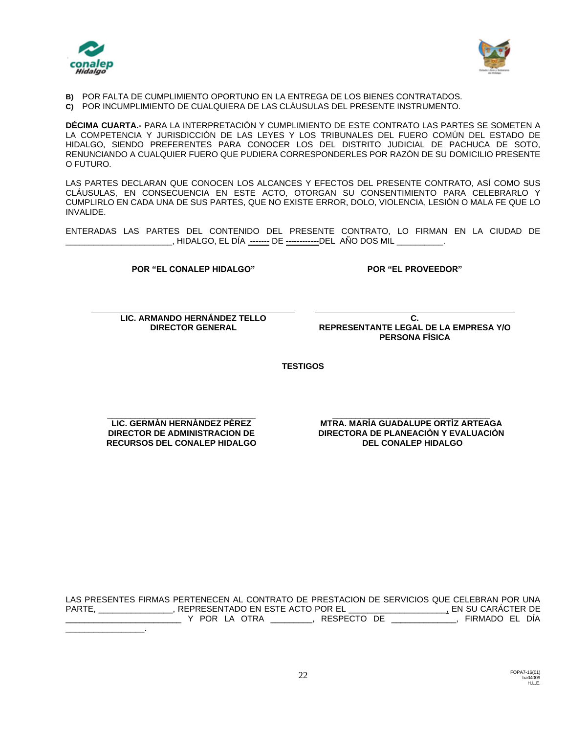**B)** POR FALTA DE CUMPLIMIENTO OPORTUNO EN LA ENTREGA DE LOS BIENES CONTRATADOS.
**C)** POR INCUMPLIMIENTO DE CUALQUIERA DE LAS CLÁUSULAS DEL PRESENTE INSTRUMENTO.

**DÉCIMA CUARTA.-** PARA LA INTERPRETACIÓN Y CUMPLIMIENTO DE ESTE CONTRATO LAS PARTES SE SOMETEN A LA COMPETENCIA Y JURISDICCIÓN DE LAS LEYES Y LOS TRIBUNALES DEL FUERO COMÚN DEL ESTADO DE HIDALGO, SIENDO PREFERENTES PARA CONOCER LOS DEL DISTRITO JUDICIAL DE PACHUCA DE SOTO, RENUNCIANDO A CUALQUIER FUERO QUE PUDIERA CORRESPONDERLES POR RAZÓN DE SU DOMICILIO PRESENTE O FUTURO.

LAS PARTES DECLARAN QUE CONOCEN LOS ALCANCES Y EFECTOS DEL PRESENTE CONTRATO, ASÍ COMO SUS CLÁUSULAS, EN CONSECUENCIA EN ESTE ACTO, OTORGAN SU CONSENTIMIENTO PARA CELEBRARLO Y CUMPLIRLO EN CADA UNA DE SUS PARTES, QUE NO EXISTE ERROR, DOLO, VIOLENCIA, LESIÓN O MALA FE QUE LO INVALIDE.

ENTERADAS LAS PARTES DEL CONTENIDO DEL PRESENTE CONTRATO, LO FIRMAN EN LA CIUDAD DE ______________________, HIDALGO, EL DÍA ------- DE ------------DEL AÑO DOS MIL __________.

**POR "EL CONALEP HIDALGO"**

**LIC. ARMANDO HERNÁNDEZ TELLO**
**DIRECTOR GENERAL**

**POR "EL PROVEEDOR"**

**C.**
**REPRESENTANTE LEGAL DE LA EMPRESA Y/O PERSONA FÍSICA**

**TESTIGOS**

**LIC. GERMÀN HERNÀNDEZ PÈREZ**
**DIRECTOR DE ADMINISTRACION DE RECURSOS DEL CONALEP HIDALGO**

**MTRA. MARÌA GUADALUPE ORTÌZ ARTEAGA**
**DIRECTORA DE PLANEACIÒN Y EVALUACIÒN DEL CONALEP HIDALGO**

LAS PRESENTES FIRMAS PERTENECEN AL CONTRATO DE PRESTACION DE SERVICIOS QUE CELEBRAN POR UNA PARTE, _______________, REPRESENTADO EN ESTE ACTO POR EL ____________________, EN SU CARÁCTER DE _______________________ Y POR LA OTRA ________, RESPECTO DE _____________, FIRMADO EL DÍA ________________.

FOPA7-16(01)
ba04009
H.L.E.